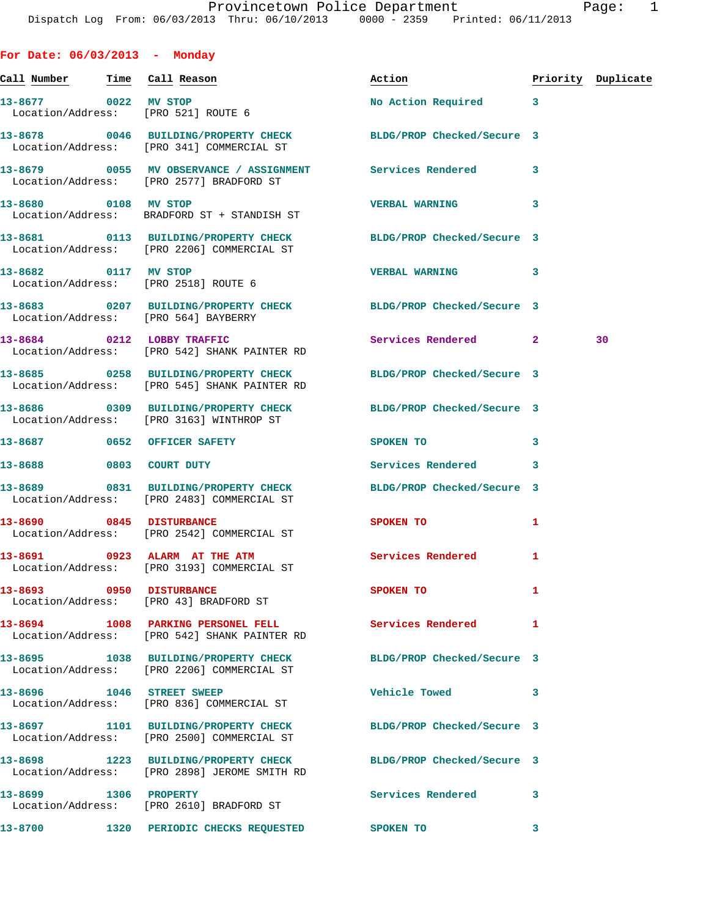Provincetown Police Department
Dispatch Log From: 06/03/2013 Thru: 06/10/2013 0000 - 2359 Printed: 06/11/2013

## For Date: 06/03/2013 - Monday

| Call Number | Time | Call Reason | Action | Priority | Duplicate |
|---|---|---|---|---|---|
| 13-8677 | 0022 | MV STOP<br>Location/Address: [PRO 521] ROUTE 6 | No Action Required | 3 | |
| 13-8678 | 0046 | BUILDING/PROPERTY CHECK<br>Location/Address: [PRO 341] COMMERCIAL ST | BLDG/PROP Checked/Secure | 3 | |
| 13-8679 | 0055 | MV OBSERVANCE / ASSIGNMENT<br>Location/Address: [PRO 2577] BRADFORD ST | Services Rendered | 3 | |
| 13-8680 | 0108 | MV STOP<br>Location/Address: BRADFORD ST + STANDISH ST | VERBAL WARNING | 3 | |
| 13-8681 | 0113 | BUILDING/PROPERTY CHECK<br>Location/Address: [PRO 2206] COMMERCIAL ST | BLDG/PROP Checked/Secure | 3 | |
| 13-8682 | 0117 | MV STOP<br>Location/Address: [PRO 2518] ROUTE 6 | VERBAL WARNING | 3 | |
| 13-8683 | 0207 | BUILDING/PROPERTY CHECK<br>Location/Address: [PRO 564] BAYBERRY | BLDG/PROP Checked/Secure | 3 | |
| 13-8684 | 0212 | LOBBY TRAFFIC<br>Location/Address: [PRO 542] SHANK PAINTER RD | Services Rendered | 2 | 30 |
| 13-8685 | 0258 | BUILDING/PROPERTY CHECK<br>Location/Address: [PRO 545] SHANK PAINTER RD | BLDG/PROP Checked/Secure | 3 | |
| 13-8686 | 0309 | BUILDING/PROPERTY CHECK<br>Location/Address: [PRO 3163] WINTHROP ST | BLDG/PROP Checked/Secure | 3 | |
| 13-8687 | 0652 | OFFICER SAFETY | SPOKEN TO | 3 | |
| 13-8688 | 0803 | COURT DUTY | Services Rendered | 3 | |
| 13-8689 | 0831 | BUILDING/PROPERTY CHECK<br>Location/Address: [PRO 2483] COMMERCIAL ST | BLDG/PROP Checked/Secure | 3 | |
| 13-8690 | 0845 | DISTURBANCE<br>Location/Address: [PRO 2542] COMMERCIAL ST | SPOKEN TO | 1 | |
| 13-8691 | 0923 | ALARM AT THE ATM<br>Location/Address: [PRO 3193] COMMERCIAL ST | Services Rendered | 1 | |
| 13-8693 | 0950 | DISTURBANCE<br>Location/Address: [PRO 43] BRADFORD ST | SPOKEN TO | 1 | |
| 13-8694 | 1008 | PARKING PERSONEL FELL<br>Location/Address: [PRO 542] SHANK PAINTER RD | Services Rendered | 1 | |
| 13-8695 | 1038 | BUILDING/PROPERTY CHECK<br>Location/Address: [PRO 2206] COMMERCIAL ST | BLDG/PROP Checked/Secure | 3 | |
| 13-8696 | 1046 | STREET SWEEP<br>Location/Address: [PRO 836] COMMERCIAL ST | Vehicle Towed | 3 | |
| 13-8697 | 1101 | BUILDING/PROPERTY CHECK<br>Location/Address: [PRO 2500] COMMERCIAL ST | BLDG/PROP Checked/Secure | 3 | |
| 13-8698 | 1223 | BUILDING/PROPERTY CHECK<br>Location/Address: [PRO 2898] JEROME SMITH RD | BLDG/PROP Checked/Secure | 3 | |
| 13-8699 | 1306 | PROPERTY<br>Location/Address: [PRO 2610] BRADFORD ST | Services Rendered | 3 | |
| 13-8700 | 1320 | PERIODIC CHECKS REQUESTED | SPOKEN TO | 3 | |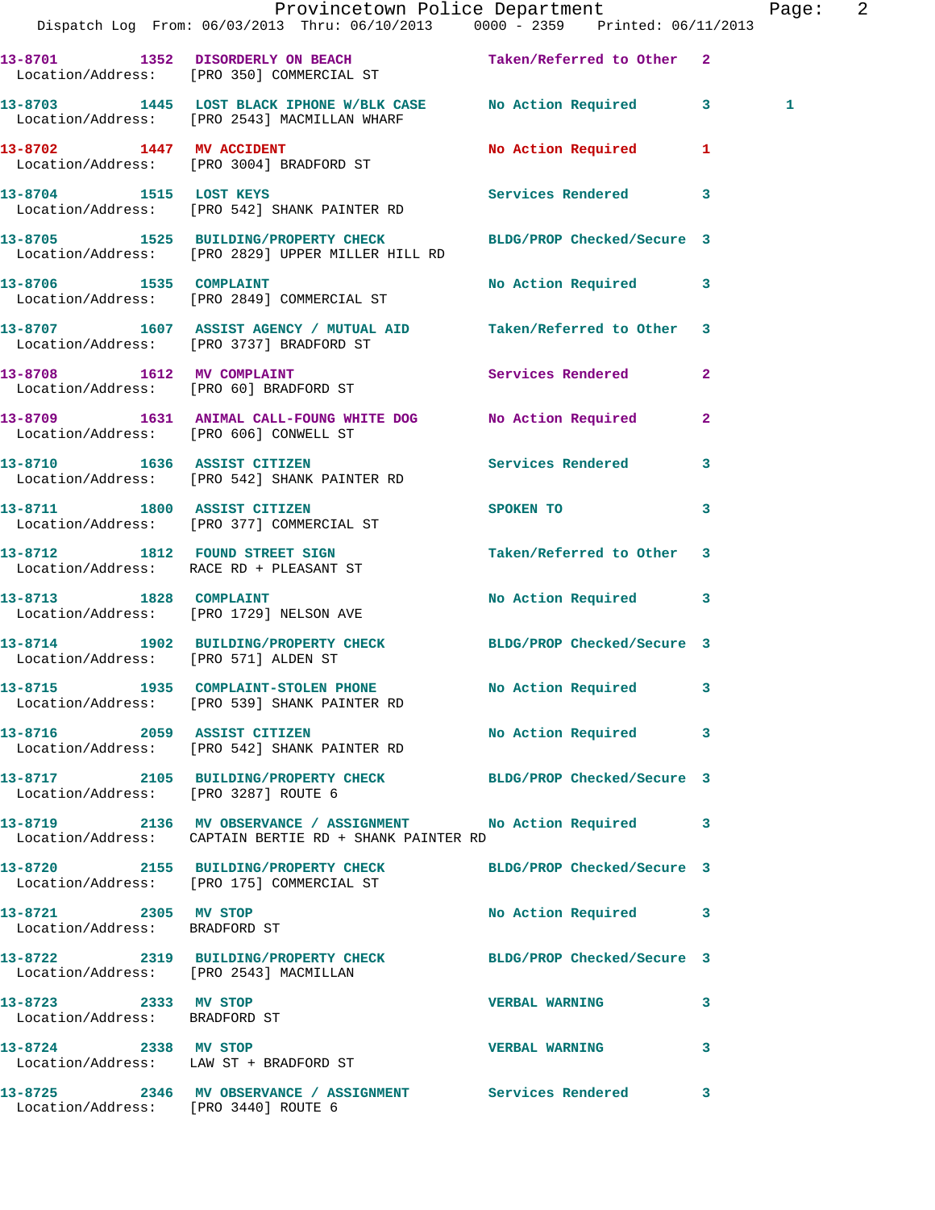| Call Number | Time | Call Reason | Action | Priority | |
|---|---|---|---|---|---|
| 13-8701 | 1352 | DISORDERLY ON BEACH | Taken/Referred to Other | 2 | |
| Location/Address: | | [PRO 350] COMMERCIAL ST | | | |
| 13-8703 | 1445 | LOST BLACK IPHONE W/BLK CASE | No Action Required | 3 | 1 |
| Location/Address: | | [PRO 2543] MACMILLAN WHARF | | | |
| 13-8702 | 1447 | MV ACCIDENT | No Action Required | 1 | |
| Location/Address: | | [PRO 3004] BRADFORD ST | | | |
| 13-8704 | 1515 | LOST KEYS | Services Rendered | 3 | |
| Location/Address: | | [PRO 542] SHANK PAINTER RD | | | |
| 13-8705 | 1525 | BUILDING/PROPERTY CHECK | BLDG/PROP Checked/Secure | 3 | |
| Location/Address: | | [PRO 2829] UPPER MILLER HILL RD | | | |
| 13-8706 | 1535 | COMPLAINT | No Action Required | 3 | |
| Location/Address: | | [PRO 2849] COMMERCIAL ST | | | |
| 13-8707 | 1607 | ASSIST AGENCY / MUTUAL AID | Taken/Referred to Other | 3 | |
| Location/Address: | | [PRO 3737] BRADFORD ST | | | |
| 13-8708 | 1612 | MV COMPLAINT | Services Rendered | 2 | |
| Location/Address: | | [PRO 60] BRADFORD ST | | | |
| 13-8709 | 1631 | ANIMAL CALL-FOUNG WHITE DOG | No Action Required | 2 | |
| Location/Address: | | [PRO 606] CONWELL ST | | | |
| 13-8710 | 1636 | ASSIST CITIZEN | Services Rendered | 3 | |
| Location/Address: | | [PRO 542] SHANK PAINTER RD | | | |
| 13-8711 | 1800 | ASSIST CITIZEN | SPOKEN TO | 3 | |
| Location/Address: | | [PRO 377] COMMERCIAL ST | | | |
| 13-8712 | 1812 | FOUND STREET SIGN | Taken/Referred to Other | 3 | |
| Location/Address: | | RACE RD + PLEASANT ST | | | |
| 13-8713 | 1828 | COMPLAINT | No Action Required | 3 | |
| Location/Address: | | [PRO 1729] NELSON AVE | | | |
| 13-8714 | 1902 | BUILDING/PROPERTY CHECK | BLDG/PROP Checked/Secure | 3 | |
| Location/Address: | | [PRO 571] ALDEN ST | | | |
| 13-8715 | 1935 | COMPLAINT-STOLEN PHONE | No Action Required | 3 | |
| Location/Address: | | [PRO 539] SHANK PAINTER RD | | | |
| 13-8716 | 2059 | ASSIST CITIZEN | No Action Required | 3 | |
| Location/Address: | | [PRO 542] SHANK PAINTER RD | | | |
| 13-8717 | 2105 | BUILDING/PROPERTY CHECK | BLDG/PROP Checked/Secure | 3 | |
| Location/Address: | | [PRO 3287] ROUTE 6 | | | |
| 13-8719 | 2136 | MV OBSERVANCE / ASSIGNMENT | No Action Required | 3 | |
| Location/Address: | | CAPTAIN BERTIE RD + SHANK PAINTER RD | | | |
| 13-8720 | 2155 | BUILDING/PROPERTY CHECK | BLDG/PROP Checked/Secure | 3 | |
| Location/Address: | | [PRO 175] COMMERCIAL ST | | | |
| 13-8721 | 2305 | MV STOP | No Action Required | 3 | |
| Location/Address: | | BRADFORD ST | | | |
| 13-8722 | 2319 | BUILDING/PROPERTY CHECK | BLDG/PROP Checked/Secure | 3 | |
| Location/Address: | | [PRO 2543] MACMILLAN | | | |
| 13-8723 | 2333 | MV STOP | VERBAL WARNING | 3 | |
| Location/Address: | | BRADFORD ST | | | |
| 13-8724 | 2338 | MV STOP | VERBAL WARNING | 3 | |
| Location/Address: | | LAW ST + BRADFORD ST | | | |
| 13-8725 | 2346 | MV OBSERVANCE / ASSIGNMENT | Services Rendered | 3 | |
| Location/Address: | | [PRO 3440] ROUTE 6 | | | |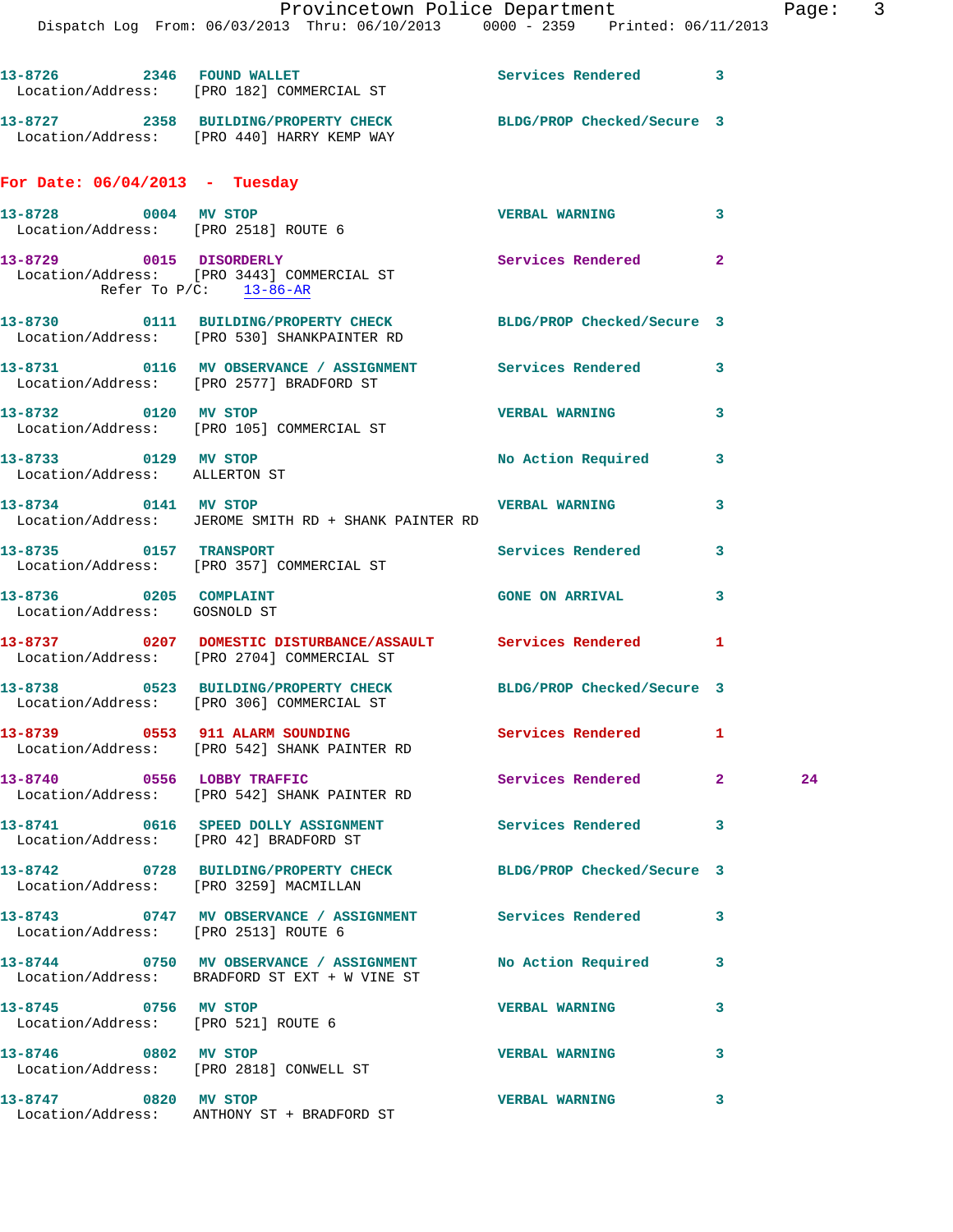13-8726 2346 **FOUND WALLET** Services Rendered 3
Location/Address: [PRO 182] COMMERCIAL ST

13-8727 2358 **BUILDING/PROPERTY CHECK** BLDG/PROP Checked/Secure 3
Location/Address: [PRO 440] HARRY KEMP WAY

## For Date: 06/04/2013 - Tuesday

13-8728 0004 **MV STOP** VERBAL WARNING 3
Location/Address: [PRO 2518] ROUTE 6

13-8729 0015 **DISORDERLY** Services Rendered 2
Location/Address: [PRO 3443] COMMERCIAL ST
Refer To P/C: 13-86-AR

13-8730 0111 **BUILDING/PROPERTY CHECK** BLDG/PROP Checked/Secure 3
Location/Address: [PRO 530] SHANKPAINTER RD

13-8731 0116 **MV OBSERVANCE / ASSIGNMENT** Services Rendered 3
Location/Address: [PRO 2577] BRADFORD ST

13-8732 0120 **MV STOP** VERBAL WARNING 3
Location/Address: [PRO 105] COMMERCIAL ST

13-8733 0129 **MV STOP** No Action Required 3
Location/Address: ALLERTON ST

13-8734 0141 **MV STOP** VERBAL WARNING 3
Location/Address: JEROME SMITH RD + SHANK PAINTER RD

13-8735 0157 **TRANSPORT** Services Rendered 3
Location/Address: [PRO 357] COMMERCIAL ST

13-8736 0205 **COMPLAINT** GONE ON ARRIVAL 3
Location/Address: GOSNOLD ST

13-8737 0207 **DOMESTIC DISTURBANCE/ASSAULT** Services Rendered 1
Location/Address: [PRO 2704] COMMERCIAL ST

13-8738 0523 **BUILDING/PROPERTY CHECK** BLDG/PROP Checked/Secure 3
Location/Address: [PRO 306] COMMERCIAL ST

13-8739 0553 **911 ALARM SOUNDING** Services Rendered 1
Location/Address: [PRO 542] SHANK PAINTER RD

13-8740 0556 **LOBBY TRAFFIC** Services Rendered 2 24
Location/Address: [PRO 542] SHANK PAINTER RD

13-8741 0616 **SPEED DOLLY ASSIGNMENT** Services Rendered 3
Location/Address: [PRO 42] BRADFORD ST

13-8742 0728 **BUILDING/PROPERTY CHECK** BLDG/PROP Checked/Secure 3
Location/Address: [PRO 3259] MACMILLAN

13-8743 0747 **MV OBSERVANCE / ASSIGNMENT** Services Rendered 3
Location/Address: [PRO 2513] ROUTE 6

13-8744 0750 **MV OBSERVANCE / ASSIGNMENT** No Action Required 3
Location/Address: BRADFORD ST EXT + W VINE ST

13-8745 0756 **MV STOP** VERBAL WARNING 3
Location/Address: [PRO 521] ROUTE 6

13-8746 0802 **MV STOP** VERBAL WARNING 3
Location/Address: [PRO 2818] CONWELL ST

13-8747 0820 **MV STOP** VERBAL WARNING 3
Location/Address: ANTHONY ST + BRADFORD ST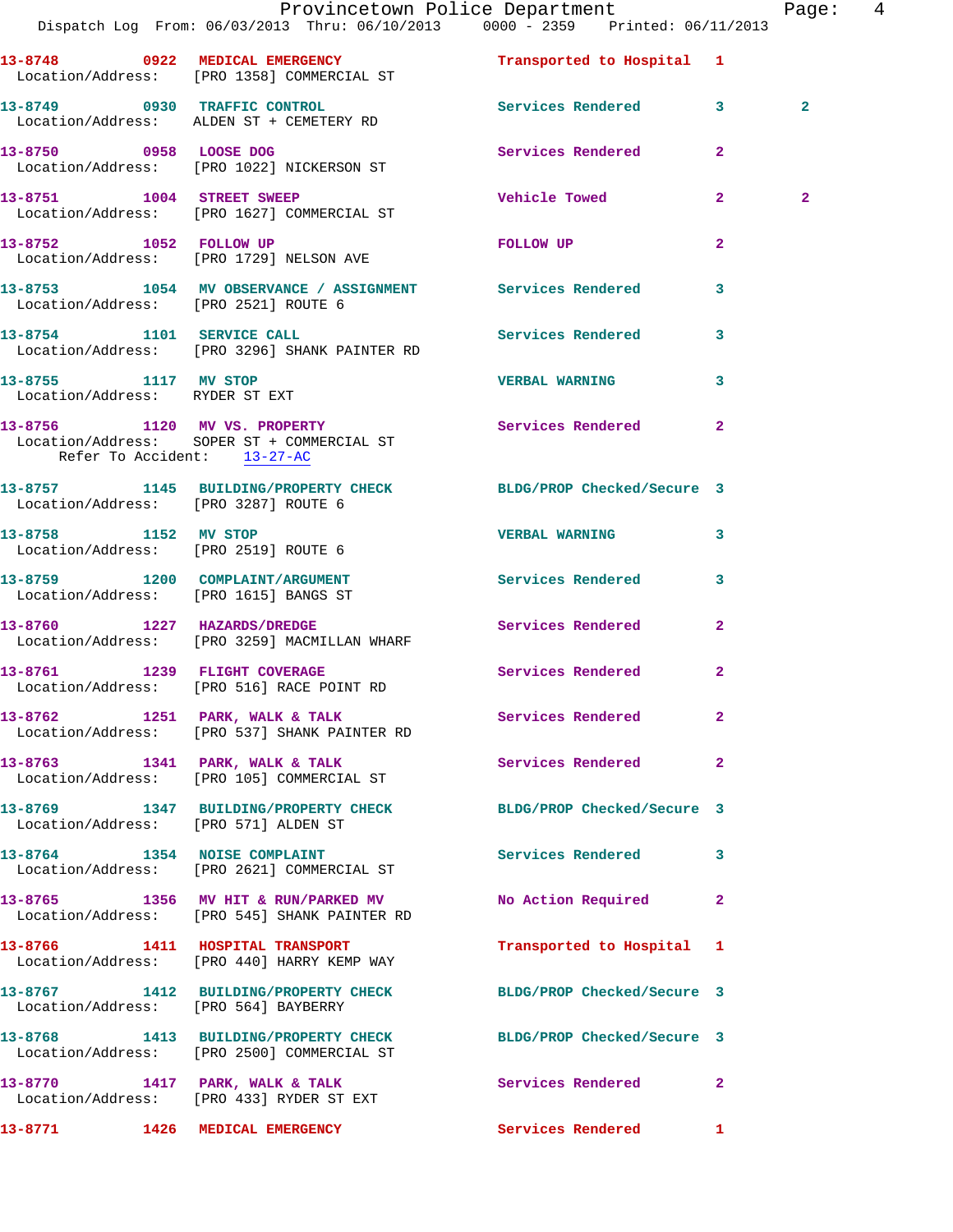13-8748 0922 MEDICAL EMERGENCY Transported to Hospital 1
Location/Address: [PRO 1358] COMMERCIAL ST

13-8749 0930 TRAFFIC CONTROL Services Rendered 3 2
Location/Address: ALDEN ST + CEMETERY RD

13-8750 0958 LOOSE DOG Services Rendered 2
Location/Address: [PRO 1022] NICKERSON ST

13-8751 1004 STREET SWEEP Vehicle Towed 2 2
Location/Address: [PRO 1627] COMMERCIAL ST

13-8752 1052 FOLLOW UP FOLLOW UP 2
Location/Address: [PRO 1729] NELSON AVE

13-8753 1054 MV OBSERVANCE / ASSIGNMENT Services Rendered 3
Location/Address: [PRO 2521] ROUTE 6

13-8754 1101 SERVICE CALL Services Rendered 3
Location/Address: [PRO 3296] SHANK PAINTER RD

13-8755 1117 MV STOP VERBAL WARNING 3
Location/Address: RYDER ST EXT

13-8756 1120 MV VS. PROPERTY Services Rendered 2
Location/Address: SOPER ST + COMMERCIAL ST
Refer To Accident: 13-27-AC

13-8757 1145 BUILDING/PROPERTY CHECK BLDG/PROP Checked/Secure 3
Location/Address: [PRO 3287] ROUTE 6

13-8758 1152 MV STOP VERBAL WARNING 3
Location/Address: [PRO 2519] ROUTE 6

13-8759 1200 COMPLAINT/ARGUMENT Services Rendered 3
Location/Address: [PRO 1615] BANGS ST

13-8760 1227 HAZARDS/DREDGE Services Rendered 2
Location/Address: [PRO 3259] MACMILLAN WHARF

13-8761 1239 FLIGHT COVERAGE Services Rendered 2
Location/Address: [PRO 516] RACE POINT RD

13-8762 1251 PARK, WALK & TALK Services Rendered 2
Location/Address: [PRO 537] SHANK PAINTER RD

13-8763 1341 PARK, WALK & TALK Services Rendered 2
Location/Address: [PRO 105] COMMERCIAL ST

13-8769 1347 BUILDING/PROPERTY CHECK BLDG/PROP Checked/Secure 3
Location/Address: [PRO 571] ALDEN ST

13-8764 1354 NOISE COMPLAINT Services Rendered 3
Location/Address: [PRO 2621] COMMERCIAL ST

13-8765 1356 MV HIT & RUN/PARKED MV No Action Required 2
Location/Address: [PRO 545] SHANK PAINTER RD

13-8766 1411 HOSPITAL TRANSPORT Transported to Hospital 1
Location/Address: [PRO 440] HARRY KEMP WAY

13-8767 1412 BUILDING/PROPERTY CHECK BLDG/PROP Checked/Secure 3
Location/Address: [PRO 564] BAYBERRY

13-8768 1413 BUILDING/PROPERTY CHECK BLDG/PROP Checked/Secure 3
Location/Address: [PRO 2500] COMMERCIAL ST

13-8770 1417 PARK, WALK & TALK Services Rendered 2
Location/Address: [PRO 433] RYDER ST EXT

13-8771 1426 MEDICAL EMERGENCY Services Rendered 1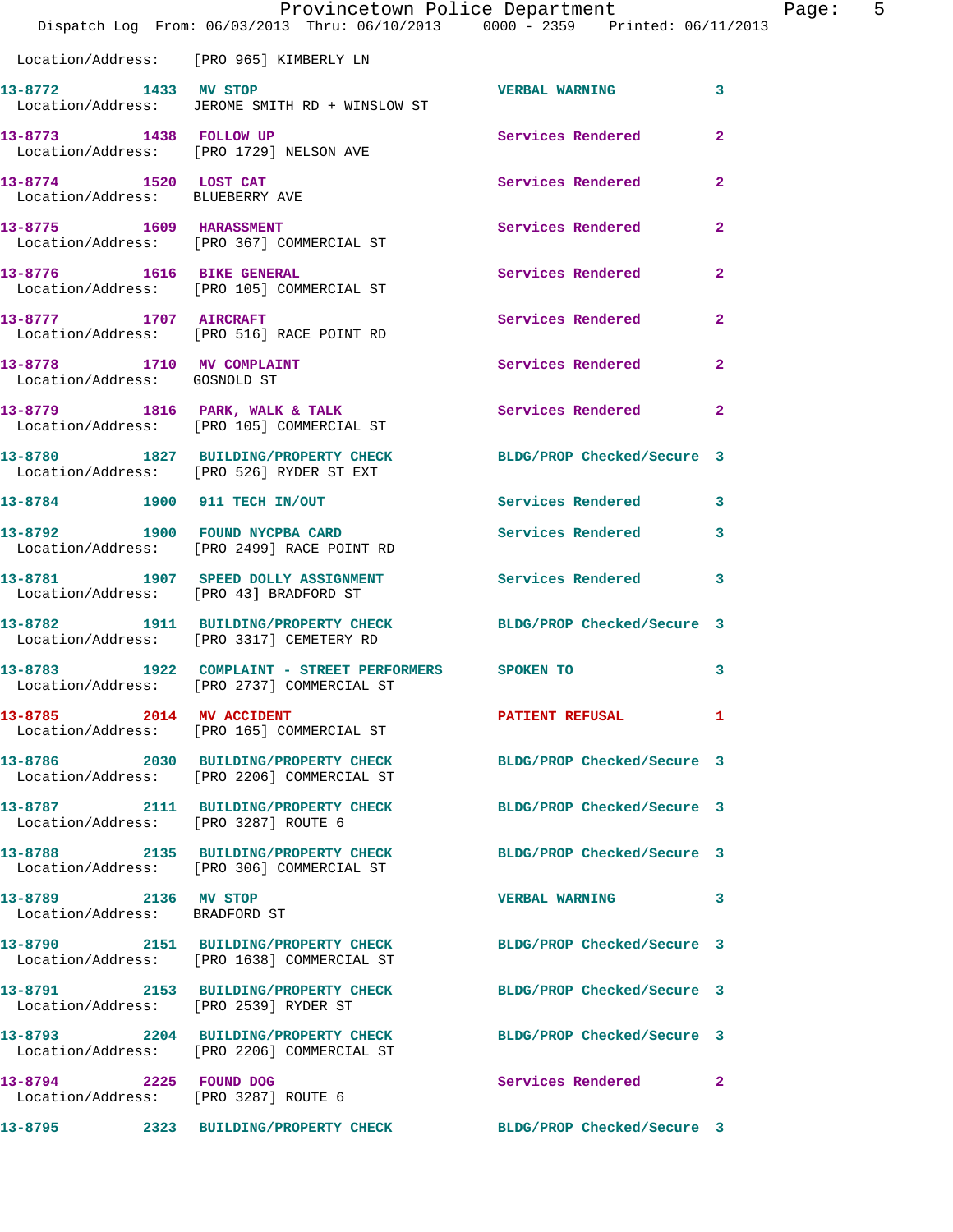Location/Address: [PRO 965] KIMBERLY LN

| Call # | Time | Call Type | Action | Priority |
|---|---|---|---|---|
| 13-8772 | 1433 | MV STOP | VERBAL WARNING | 3 |
| | | Location/Address: JEROME SMITH RD + WINSLOW ST | | |
| 13-8773 | 1438 | FOLLOW UP | Services Rendered | 2 |
| | | Location/Address: [PRO 1729] NELSON AVE | | |
| 13-8774 | 1520 | LOST CAT | Services Rendered | 2 |
| | | Location/Address: BLUEBERRY AVE | | |
| 13-8775 | 1609 | HARASSMENT | Services Rendered | 2 |
| | | Location/Address: [PRO 367] COMMERCIAL ST | | |
| 13-8776 | 1616 | BIKE GENERAL | Services Rendered | 2 |
| | | Location/Address: [PRO 105] COMMERCIAL ST | | |
| 13-8777 | 1707 | AIRCRAFT | Services Rendered | 2 |
| | | Location/Address: [PRO 516] RACE POINT RD | | |
| 13-8778 | 1710 | MV COMPLAINT | Services Rendered | 2 |
| | | Location/Address: GOSNOLD ST | | |
| 13-8779 | 1816 | PARK, WALK & TALK | Services Rendered | 2 |
| | | Location/Address: [PRO 105] COMMERCIAL ST | | |
| 13-8780 | 1827 | BUILDING/PROPERTY CHECK | BLDG/PROP Checked/Secure | 3 |
| | | Location/Address: [PRO 526] RYDER ST EXT | | |
| 13-8784 | 1900 | 911 TECH IN/OUT | Services Rendered | 3 |
| 13-8792 | 1900 | FOUND NYCPBA CARD | Services Rendered | 3 |
| | | Location/Address: [PRO 2499] RACE POINT RD | | |
| 13-8781 | 1907 | SPEED DOLLY ASSIGNMENT | Services Rendered | 3 |
| | | Location/Address: [PRO 43] BRADFORD ST | | |
| 13-8782 | 1911 | BUILDING/PROPERTY CHECK | BLDG/PROP Checked/Secure | 3 |
| | | Location/Address: [PRO 3317] CEMETERY RD | | |
| 13-8783 | 1922 | COMPLAINT - STREET PERFORMERS | SPOKEN TO | 3 |
| | | Location/Address: [PRO 2737] COMMERCIAL ST | | |
| 13-8785 | 2014 | MV ACCIDENT | PATIENT REFUSAL | 1 |
| | | Location/Address: [PRO 165] COMMERCIAL ST | | |
| 13-8786 | 2030 | BUILDING/PROPERTY CHECK | BLDG/PROP Checked/Secure | 3 |
| | | Location/Address: [PRO 2206] COMMERCIAL ST | | |
| 13-8787 | 2111 | BUILDING/PROPERTY CHECK | BLDG/PROP Checked/Secure | 3 |
| | | Location/Address: [PRO 3287] ROUTE 6 | | |
| 13-8788 | 2135 | BUILDING/PROPERTY CHECK | BLDG/PROP Checked/Secure | 3 |
| | | Location/Address: [PRO 306] COMMERCIAL ST | | |
| 13-8789 | 2136 | MV STOP | VERBAL WARNING | 3 |
| | | Location/Address: BRADFORD ST | | |
| 13-8790 | 2151 | BUILDING/PROPERTY CHECK | BLDG/PROP Checked/Secure | 3 |
| | | Location/Address: [PRO 1638] COMMERCIAL ST | | |
| 13-8791 | 2153 | BUILDING/PROPERTY CHECK | BLDG/PROP Checked/Secure | 3 |
| | | Location/Address: [PRO 2539] RYDER ST | | |
| 13-8793 | 2204 | BUILDING/PROPERTY CHECK | BLDG/PROP Checked/Secure | 3 |
| | | Location/Address: [PRO 2206] COMMERCIAL ST | | |
| 13-8794 | 2225 | FOUND DOG | Services Rendered | 2 |
| | | Location/Address: [PRO 3287] ROUTE 6 | | |
| 13-8795 | 2323 | BUILDING/PROPERTY CHECK | BLDG/PROP Checked/Secure | 3 |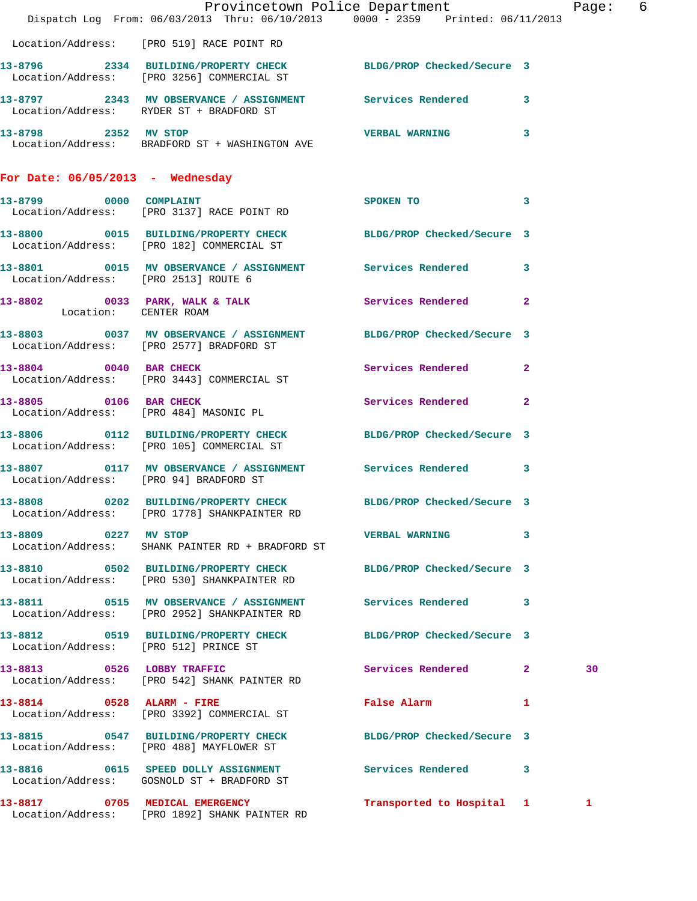Location/Address: [PRO 519] RACE POINT RD

| Call # | Time | Call Reason | Action | Priority | |
|---|---|---|---|---|---|
| 13-8796 | 2334 | BUILDING/PROPERTY CHECK | BLDG/PROP Checked/Secure | 3 | |
| | | Location/Address: [PRO 3256] COMMERCIAL ST | | | |
| 13-8797 | 2343 | MV OBSERVANCE / ASSIGNMENT | Services Rendered | 3 | |
| | | Location/Address: RYDER ST + BRADFORD ST | | | |
| 13-8798 | 2352 | MV STOP | VERBAL WARNING | 3 | |
| | | Location/Address: BRADFORD ST + WASHINGTON AVE | | | |

## For Date: 06/05/2013 - Wednesday

| Call # | Time | Call Reason | Action | Priority | |
|---|---|---|---|---|---|
| 13-8799 | 0000 | COMPLAINT | SPOKEN TO | 3 | |
| | | Location/Address: [PRO 3137] RACE POINT RD | | | |
| 13-8800 | 0015 | BUILDING/PROPERTY CHECK | BLDG/PROP Checked/Secure | 3 | |
| | | Location/Address: [PRO 182] COMMERCIAL ST | | | |
| 13-8801 | 0015 | MV OBSERVANCE / ASSIGNMENT | Services Rendered | 3 | |
| | | Location/Address: [PRO 2513] ROUTE 6 | | | |
| 13-8802 | 0033 | PARK, WALK & TALK | Services Rendered | 2 | |
| | | Location: CENTER ROAM | | | |
| 13-8803 | 0037 | MV OBSERVANCE / ASSIGNMENT | BLDG/PROP Checked/Secure | 3 | |
| | | Location/Address: [PRO 2577] BRADFORD ST | | | |
| 13-8804 | 0040 | BAR CHECK | Services Rendered | 2 | |
| | | Location/Address: [PRO 3443] COMMERCIAL ST | | | |
| 13-8805 | 0106 | BAR CHECK | Services Rendered | 2 | |
| | | Location/Address: [PRO 484] MASONIC PL | | | |
| 13-8806 | 0112 | BUILDING/PROPERTY CHECK | BLDG/PROP Checked/Secure | 3 | |
| | | Location/Address: [PRO 105] COMMERCIAL ST | | | |
| 13-8807 | 0117 | MV OBSERVANCE / ASSIGNMENT | Services Rendered | 3 | |
| | | Location/Address: [PRO 94] BRADFORD ST | | | |
| 13-8808 | 0202 | BUILDING/PROPERTY CHECK | BLDG/PROP Checked/Secure | 3 | |
| | | Location/Address: [PRO 1778] SHANKPAINTER RD | | | |
| 13-8809 | 0227 | MV STOP | VERBAL WARNING | 3 | |
| | | Location/Address: SHANK PAINTER RD + BRADFORD ST | | | |
| 13-8810 | 0502 | BUILDING/PROPERTY CHECK | BLDG/PROP Checked/Secure | 3 | |
| | | Location/Address: [PRO 530] SHANKPAINTER RD | | | |
| 13-8811 | 0515 | MV OBSERVANCE / ASSIGNMENT | Services Rendered | 3 | |
| | | Location/Address: [PRO 2952] SHANKPAINTER RD | | | |
| 13-8812 | 0519 | BUILDING/PROPERTY CHECK | BLDG/PROP Checked/Secure | 3 | |
| | | Location/Address: [PRO 512] PRINCE ST | | | |
| 13-8813 | 0526 | LOBBY TRAFFIC | Services Rendered | 2 | 30 |
| | | Location/Address: [PRO 542] SHANK PAINTER RD | | | |
| 13-8814 | 0528 | ALARM - FIRE | False Alarm | 1 | |
| | | Location/Address: [PRO 3392] COMMERCIAL ST | | | |
| 13-8815 | 0547 | BUILDING/PROPERTY CHECK | BLDG/PROP Checked/Secure | 3 | |
| | | Location/Address: [PRO 488] MAYFLOWER ST | | | |
| 13-8816 | 0615 | SPEED DOLLY ASSIGNMENT | Services Rendered | 3 | |
| | | Location/Address: GOSNOLD ST + BRADFORD ST | | | |
| 13-8817 | 0705 | MEDICAL EMERGENCY | Transported to Hospital | 1 | 1 |
| | | Location/Address: [PRO 1892] SHANK PAINTER RD | | | |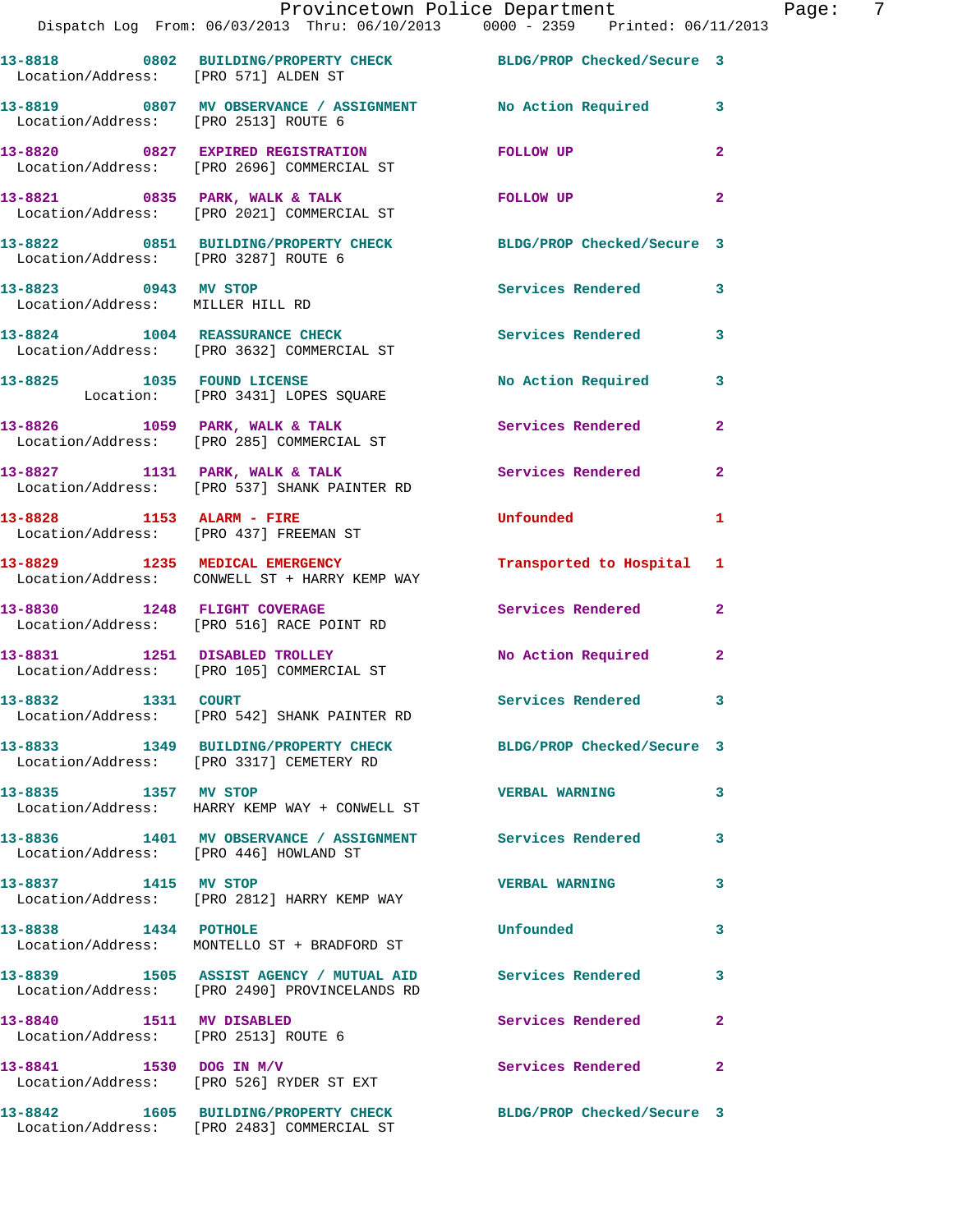13-8818 0802 BUILDING/PROPERTY CHECK BLDG/PROP Checked/Secure 3
Location/Address: [PRO 571] ALDEN ST

13-8819 0807 MV OBSERVANCE / ASSIGNMENT No Action Required 3
Location/Address: [PRO 2513] ROUTE 6

13-8820 0827 EXPIRED REGISTRATION FOLLOW UP 2
Location/Address: [PRO 2696] COMMERCIAL ST

13-8821 0835 PARK, WALK & TALK FOLLOW UP 2
Location/Address: [PRO 2021] COMMERCIAL ST

13-8822 0851 BUILDING/PROPERTY CHECK BLDG/PROP Checked/Secure 3
Location/Address: [PRO 3287] ROUTE 6

13-8823 0943 MV STOP Services Rendered 3
Location/Address: MILLER HILL RD

13-8824 1004 REASSURANCE CHECK Services Rendered 3
Location/Address: [PRO 3632] COMMERCIAL ST

13-8825 1035 FOUND LICENSE No Action Required 3
Location: [PRO 3431] LOPES SQUARE

13-8826 1059 PARK, WALK & TALK Services Rendered 2
Location/Address: [PRO 285] COMMERCIAL ST

13-8827 1131 PARK, WALK & TALK Services Rendered 2
Location/Address: [PRO 537] SHANK PAINTER RD

13-8828 1153 ALARM - FIRE Unfounded 1
Location/Address: [PRO 437] FREEMAN ST

13-8829 1235 MEDICAL EMERGENCY Transported to Hospital 1
Location/Address: CONWELL ST + HARRY KEMP WAY

13-8830 1248 FLIGHT COVERAGE Services Rendered 2
Location/Address: [PRO 516] RACE POINT RD

13-8831 1251 DISABLED TROLLEY No Action Required 2
Location/Address: [PRO 105] COMMERCIAL ST

13-8832 1331 COURT Services Rendered 3
Location/Address: [PRO 542] SHANK PAINTER RD

13-8833 1349 BUILDING/PROPERTY CHECK BLDG/PROP Checked/Secure 3
Location/Address: [PRO 3317] CEMETERY RD

13-8835 1357 MV STOP VERBAL WARNING 3
Location/Address: HARRY KEMP WAY + CONWELL ST

13-8836 1401 MV OBSERVANCE / ASSIGNMENT Services Rendered 3
Location/Address: [PRO 446] HOWLAND ST

13-8837 1415 MV STOP VERBAL WARNING 3
Location/Address: [PRO 2812] HARRY KEMP WAY

13-8838 1434 POTHOLE Unfounded 3
Location/Address: MONTELLO ST + BRADFORD ST

13-8839 1505 ASSIST AGENCY / MUTUAL AID Services Rendered 3
Location/Address: [PRO 2490] PROVINCELANDS RD

13-8840 1511 MV DISABLED Services Rendered 2
Location/Address: [PRO 2513] ROUTE 6

13-8841 1530 DOG IN M/V Services Rendered 2
Location/Address: [PRO 526] RYDER ST EXT

13-8842 1605 BUILDING/PROPERTY CHECK BLDG/PROP Checked/Secure 3
Location/Address: [PRO 2483] COMMERCIAL ST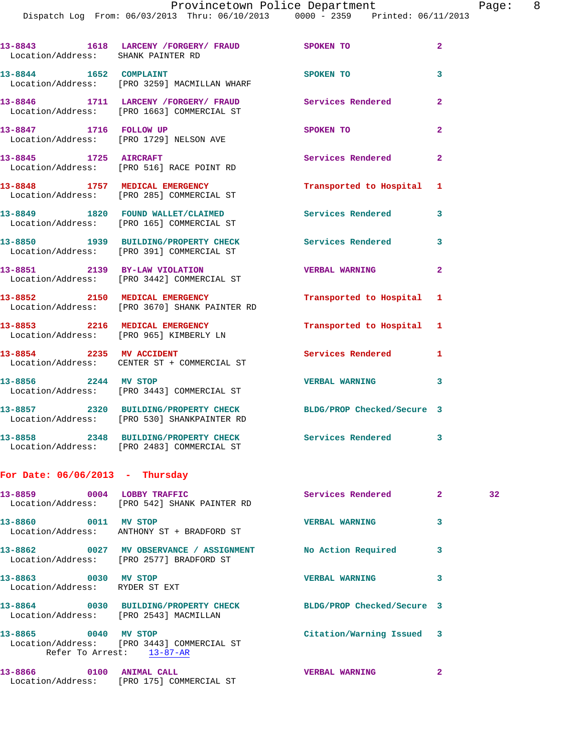13-8843 1618 LARCENY /FORGERY/ FRAUD SPOKEN TO 2
Location/Address: SHANK PAINTER RD

13-8844 1652 COMPLAINT SPOKEN TO 3
Location/Address: [PRO 3259] MACMILLAN WHARF

13-8846 1711 LARCENY /FORGERY/ FRAUD Services Rendered 2
Location/Address: [PRO 1663] COMMERCIAL ST

13-8847 1716 FOLLOW UP SPOKEN TO 2
Location/Address: [PRO 1729] NELSON AVE

13-8845 1725 AIRCRAFT Services Rendered 2
Location/Address: [PRO 516] RACE POINT RD

13-8848 1757 MEDICAL EMERGENCY Transported to Hospital 1
Location/Address: [PRO 285] COMMERCIAL ST

13-8849 1820 FOUND WALLET/CLAIMED Services Rendered 3
Location/Address: [PRO 165] COMMERCIAL ST

13-8850 1939 BUILDING/PROPERTY CHECK Services Rendered 3
Location/Address: [PRO 391] COMMERCIAL ST

13-8851 2139 BY-LAW VIOLATION VERBAL WARNING 2
Location/Address: [PRO 3442] COMMERCIAL ST

13-8852 2150 MEDICAL EMERGENCY Transported to Hospital 1
Location/Address: [PRO 3670] SHANK PAINTER RD

13-8853 2216 MEDICAL EMERGENCY Transported to Hospital 1
Location/Address: [PRO 965] KIMBERLY LN

13-8854 2235 MV ACCIDENT Services Rendered 1
Location/Address: CENTER ST + COMMERCIAL ST

13-8856 2244 MV STOP VERBAL WARNING 3
Location/Address: [PRO 3443] COMMERCIAL ST

13-8857 2320 BUILDING/PROPERTY CHECK BLDG/PROP Checked/Secure 3
Location/Address: [PRO 530] SHANKPAINTER RD

13-8858 2348 BUILDING/PROPERTY CHECK Services Rendered 3
Location/Address: [PRO 2483] COMMERCIAL ST

## For Date: 06/06/2013 - Thursday

13-8859 0004 LOBBY TRAFFIC Services Rendered 2 32
Location/Address: [PRO 542] SHANK PAINTER RD

13-8860 0011 MV STOP VERBAL WARNING 3
Location/Address: ANTHONY ST + BRADFORD ST

13-8862 0027 MV OBSERVANCE / ASSIGNMENT No Action Required 3
Location/Address: [PRO 2577] BRADFORD ST

13-8863 0030 MV STOP VERBAL WARNING 3
Location/Address: RYDER ST EXT

13-8864 0030 BUILDING/PROPERTY CHECK BLDG/PROP Checked/Secure 3
Location/Address: [PRO 2543] MACMILLAN

13-8865 0040 MV STOP Citation/Warning Issued 3
Location/Address: [PRO 3443] COMMERCIAL ST
Refer To Arrest: 13-87-AR

13-8866 0100 ANIMAL CALL VERBAL WARNING 2
Location/Address: [PRO 175] COMMERCIAL ST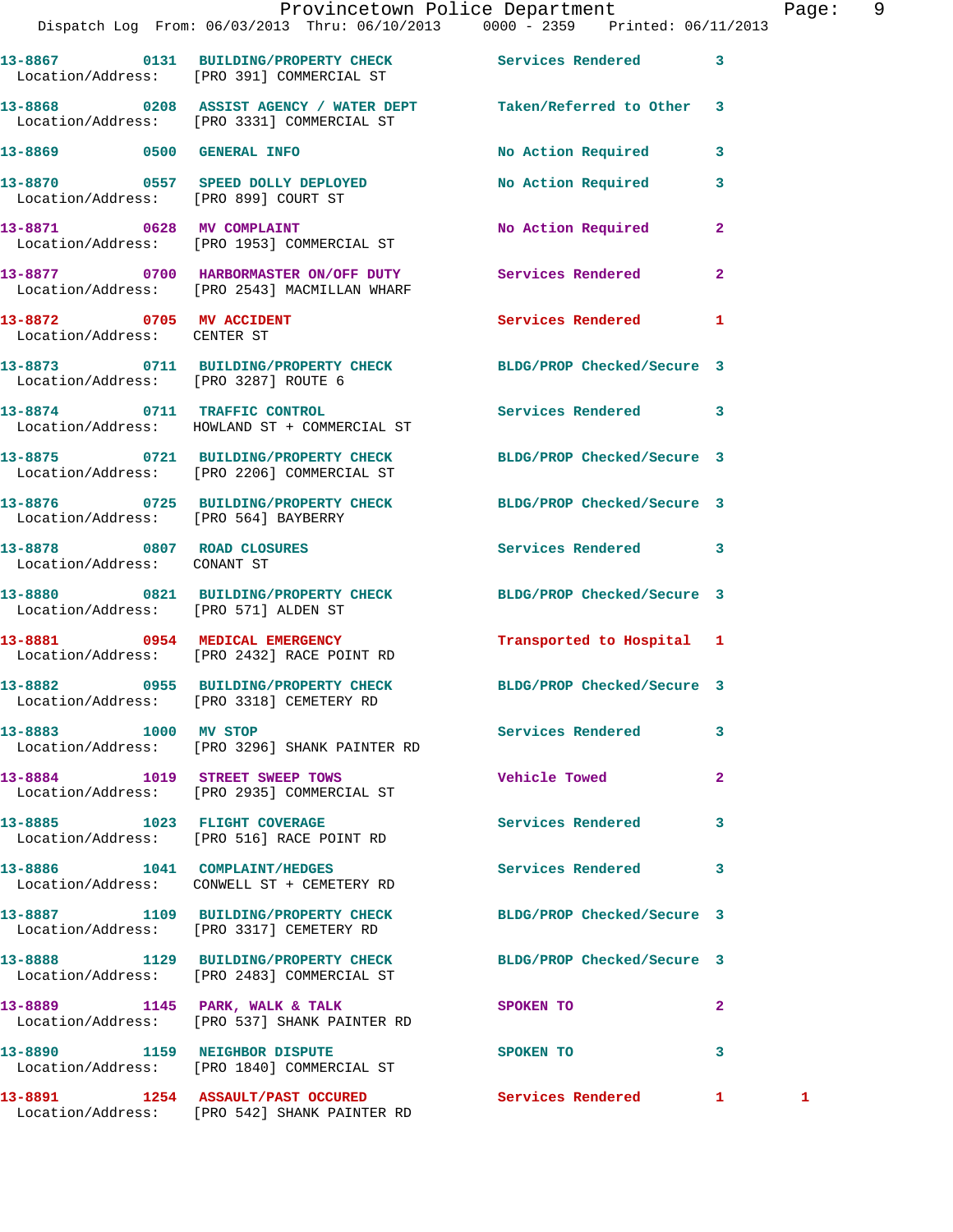| Call # | Time | Call Type | Disposition | Priority | |
|---|---|---|---|---|---|
| 13-8867 | 0131 | BUILDING/PROPERTY CHECK<br>Location/Address: [PRO 391] COMMERCIAL ST | Services Rendered | 3 | |
| 13-8868 | 0208 | ASSIST AGENCY / WATER DEPT<br>Location/Address: [PRO 3331] COMMERCIAL ST | Taken/Referred to Other | 3 | |
| 13-8869 | 0500 | GENERAL INFO | No Action Required | 3 | |
| 13-8870 | 0557 | SPEED DOLLY DEPLOYED<br>Location/Address: [PRO 899] COURT ST | No Action Required | 3 | |
| 13-8871 | 0628 | MV COMPLAINT<br>Location/Address: [PRO 1953] COMMERCIAL ST | No Action Required | 2 | |
| 13-8877 | 0700 | HARBORMASTER ON/OFF DUTY<br>Location/Address: [PRO 2543] MACMILLAN WHARF | Services Rendered | 2 | |
| 13-8872 | 0705 | MV ACCIDENT<br>Location/Address: CENTER ST | Services Rendered | 1 | |
| 13-8873 | 0711 | BUILDING/PROPERTY CHECK<br>Location/Address: [PRO 3287] ROUTE 6 | BLDG/PROP Checked/Secure | 3 | |
| 13-8874 | 0711 | TRAFFIC CONTROL<br>Location/Address: HOWLAND ST + COMMERCIAL ST | Services Rendered | 3 | |
| 13-8875 | 0721 | BUILDING/PROPERTY CHECK<br>Location/Address: [PRO 2206] COMMERCIAL ST | BLDG/PROP Checked/Secure | 3 | |
| 13-8876 | 0725 | BUILDING/PROPERTY CHECK<br>Location/Address: [PRO 564] BAYBERRY | BLDG/PROP Checked/Secure | 3 | |
| 13-8878 | 0807 | ROAD CLOSURES<br>Location/Address: CONANT ST | Services Rendered | 3 | |
| 13-8880 | 0821 | BUILDING/PROPERTY CHECK<br>Location/Address: [PRO 571] ALDEN ST | BLDG/PROP Checked/Secure | 3 | |
| 13-8881 | 0954 | MEDICAL EMERGENCY<br>Location/Address: [PRO 2432] RACE POINT RD | Transported to Hospital | 1 | |
| 13-8882 | 0955 | BUILDING/PROPERTY CHECK<br>Location/Address: [PRO 3318] CEMETERY RD | BLDG/PROP Checked/Secure | 3 | |
| 13-8883 | 1000 | MV STOP<br>Location/Address: [PRO 3296] SHANK PAINTER RD | Services Rendered | 3 | |
| 13-8884 | 1019 | STREET SWEEP TOWS<br>Location/Address: [PRO 2935] COMMERCIAL ST | Vehicle Towed | 2 | |
| 13-8885 | 1023 | FLIGHT COVERAGE<br>Location/Address: [PRO 516] RACE POINT RD | Services Rendered | 3 | |
| 13-8886 | 1041 | COMPLAINT/HEDGES<br>Location/Address: CONWELL ST + CEMETERY RD | Services Rendered | 3 | |
| 13-8887 | 1109 | BUILDING/PROPERTY CHECK<br>Location/Address: [PRO 3317] CEMETERY RD | BLDG/PROP Checked/Secure | 3 | |
| 13-8888 | 1129 | BUILDING/PROPERTY CHECK<br>Location/Address: [PRO 2483] COMMERCIAL ST | BLDG/PROP Checked/Secure | 3 | |
| 13-8889 | 1145 | PARK, WALK & TALK<br>Location/Address: [PRO 537] SHANK PAINTER RD | SPOKEN TO | 2 | |
| 13-8890 | 1159 | NEIGHBOR DISPUTE<br>Location/Address: [PRO 1840] COMMERCIAL ST | SPOKEN TO | 3 | |
| 13-8891 | 1254 | ASSAULT/PAST OCCURED<br>Location/Address: [PRO 542] SHANK PAINTER RD | Services Rendered | 1 | 1 |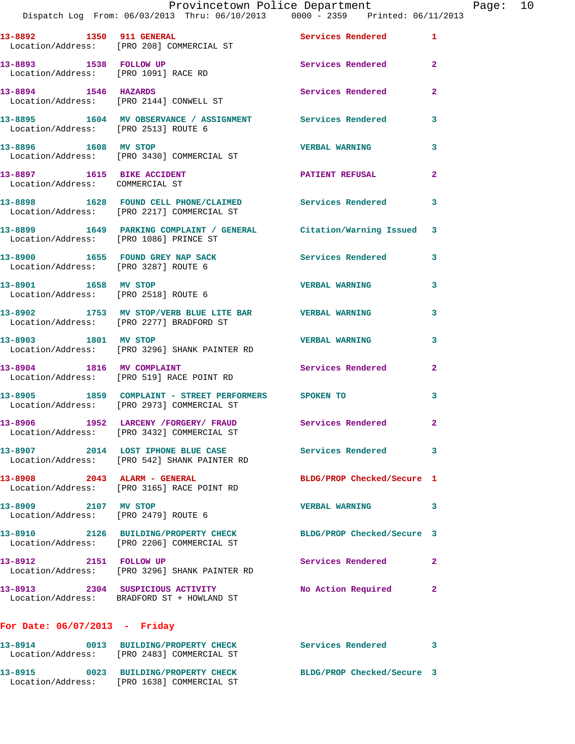13-8892 1350 911 GENERAL Services Rendered 1
Location/Address: [PRO 208] COMMERCIAL ST

13-8893 1538 FOLLOW UP Services Rendered 2
Location/Address: [PRO 1091] RACE RD

13-8894 1546 HAZARDS Services Rendered 2
Location/Address: [PRO 2144] CONWELL ST

13-8895 1604 MV OBSERVANCE / ASSIGNMENT Services Rendered 3
Location/Address: [PRO 2513] ROUTE 6

13-8896 1608 MV STOP VERBAL WARNING 3
Location/Address: [PRO 3430] COMMERCIAL ST

13-8897 1615 BIKE ACCIDENT PATIENT REFUSAL 2
Location/Address: COMMERCIAL ST

13-8898 1628 FOUND CELL PHONE/CLAIMED Services Rendered 3
Location/Address: [PRO 2217] COMMERCIAL ST

13-8899 1649 PARKING COMPLAINT / GENERAL Citation/Warning Issued 3
Location/Address: [PRO 1086] PRINCE ST

13-8900 1655 FOUND GREY NAP SACK Services Rendered 3
Location/Address: [PRO 3287] ROUTE 6

13-8901 1658 MV STOP VERBAL WARNING 3
Location/Address: [PRO 2518] ROUTE 6

13-8902 1753 MV STOP/VERB BLUE LITE BAR VERBAL WARNING 3
Location/Address: [PRO 2277] BRADFORD ST

13-8903 1801 MV STOP VERBAL WARNING 3
Location/Address: [PRO 3296] SHANK PAINTER RD

13-8904 1816 MV COMPLAINT Services Rendered 2
Location/Address: [PRO 519] RACE POINT RD

13-8905 1859 COMPLAINT - STREET PERFORMERS SPOKEN TO 3
Location/Address: [PRO 2973] COMMERCIAL ST

13-8906 1952 LARCENY /FORGERY/ FRAUD Services Rendered 2
Location/Address: [PRO 3432] COMMERCIAL ST

13-8907 2014 LOST IPHONE BLUE CASE Services Rendered 3
Location/Address: [PRO 542] SHANK PAINTER RD

13-8908 2043 ALARM - GENERAL BLDG/PROP Checked/Secure 1
Location/Address: [PRO 3165] RACE POINT RD

13-8909 2107 MV STOP VERBAL WARNING 3
Location/Address: [PRO 2479] ROUTE 6

13-8910 2126 BUILDING/PROPERTY CHECK BLDG/PROP Checked/Secure 3
Location/Address: [PRO 2206] COMMERCIAL ST

13-8912 2151 FOLLOW UP Services Rendered 2
Location/Address: [PRO 3296] SHANK PAINTER RD

13-8913 2304 SUSPICIOUS ACTIVITY No Action Required 2
Location/Address: BRADFORD ST + HOWLAND ST

**For Date: 06/07/2013 - Friday**

13-8914 0013 BUILDING/PROPERTY CHECK Services Rendered 3
Location/Address: [PRO 2483] COMMERCIAL ST

13-8915 0023 BUILDING/PROPERTY CHECK BLDG/PROP Checked/Secure 3
Location/Address: [PRO 1638] COMMERCIAL ST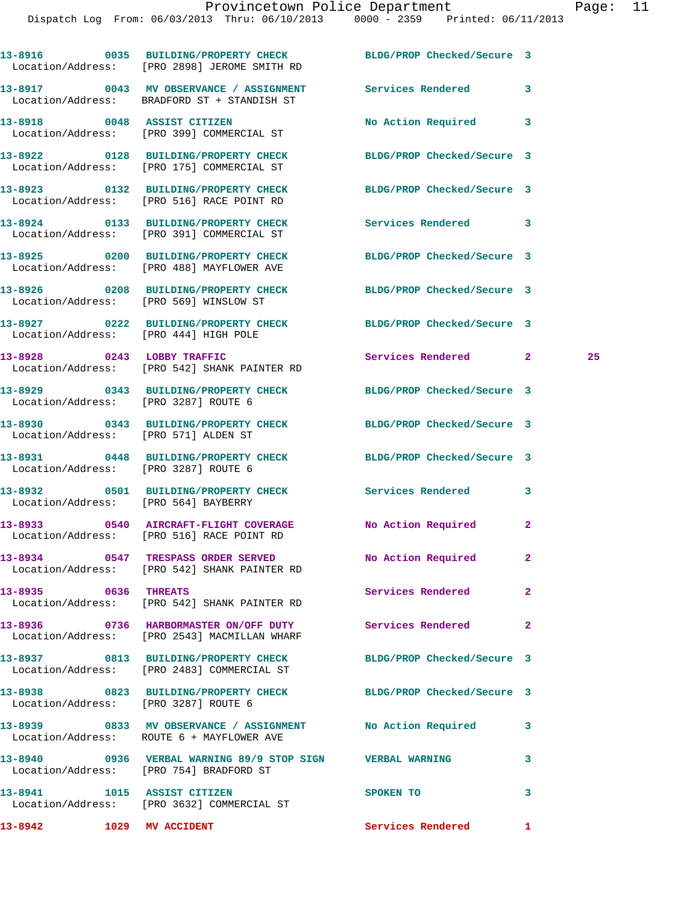| Call # | Time | Call Reason | Action | Priority | |
|---|---|---|---|---|---|
| 13-8916 | 0035 | BUILDING/PROPERTY CHECK | BLDG/PROP Checked/Secure | 3 | |
| Location/Address: | | [PRO 2898] JEROME SMITH RD | | | |
| 13-8917 | 0043 | MV OBSERVANCE / ASSIGNMENT | Services Rendered | 3 | |
| Location/Address: | | BRADFORD ST + STANDISH ST | | | |
| 13-8918 | 0048 | ASSIST CITIZEN | No Action Required | 3 | |
| Location/Address: | | [PRO 399] COMMERCIAL ST | | | |
| 13-8922 | 0128 | BUILDING/PROPERTY CHECK | BLDG/PROP Checked/Secure | 3 | |
| Location/Address: | | [PRO 175] COMMERCIAL ST | | | |
| 13-8923 | 0132 | BUILDING/PROPERTY CHECK | BLDG/PROP Checked/Secure | 3 | |
| Location/Address: | | [PRO 516] RACE POINT RD | | | |
| 13-8924 | 0133 | BUILDING/PROPERTY CHECK | Services Rendered | 3 | |
| Location/Address: | | [PRO 391] COMMERCIAL ST | | | |
| 13-8925 | 0200 | BUILDING/PROPERTY CHECK | BLDG/PROP Checked/Secure | 3 | |
| Location/Address: | | [PRO 488] MAYFLOWER AVE | | | |
| 13-8926 | 0208 | BUILDING/PROPERTY CHECK | BLDG/PROP Checked/Secure | 3 | |
| Location/Address: | | [PRO 569] WINSLOW ST | | | |
| 13-8927 | 0222 | BUILDING/PROPERTY CHECK | BLDG/PROP Checked/Secure | 3 | |
| Location/Address: | | [PRO 444] HIGH POLE | | | |
| 13-8928 | 0243 | LOBBY TRAFFIC | Services Rendered | 2 | 25 |
| Location/Address: | | [PRO 542] SHANK PAINTER RD | | | |
| 13-8929 | 0343 | BUILDING/PROPERTY CHECK | BLDG/PROP Checked/Secure | 3 | |
| Location/Address: | | [PRO 3287] ROUTE 6 | | | |
| 13-8930 | 0343 | BUILDING/PROPERTY CHECK | BLDG/PROP Checked/Secure | 3 | |
| Location/Address: | | [PRO 571] ALDEN ST | | | |
| 13-8931 | 0448 | BUILDING/PROPERTY CHECK | BLDG/PROP Checked/Secure | 3 | |
| Location/Address: | | [PRO 3287] ROUTE 6 | | | |
| 13-8932 | 0501 | BUILDING/PROPERTY CHECK | Services Rendered | 3 | |
| Location/Address: | | [PRO 564] BAYBERRY | | | |
| 13-8933 | 0540 | AIRCRAFT-FLIGHT COVERAGE | No Action Required | 2 | |
| Location/Address: | | [PRO 516] RACE POINT RD | | | |
| 13-8934 | 0547 | TRESPASS ORDER SERVED | No Action Required | 2 | |
| Location/Address: | | [PRO 542] SHANK PAINTER RD | | | |
| 13-8935 | 0636 | THREATS | Services Rendered | 2 | |
| Location/Address: | | [PRO 542] SHANK PAINTER RD | | | |
| 13-8936 | 0736 | HARBORMASTER ON/OFF DUTY | Services Rendered | 2 | |
| Location/Address: | | [PRO 2543] MACMILLAN WHARF | | | |
| 13-8937 | 0813 | BUILDING/PROPERTY CHECK | BLDG/PROP Checked/Secure | 3 | |
| Location/Address: | | [PRO 2483] COMMERCIAL ST | | | |
| 13-8938 | 0823 | BUILDING/PROPERTY CHECK | BLDG/PROP Checked/Secure | 3 | |
| Location/Address: | | [PRO 3287] ROUTE 6 | | | |
| 13-8939 | 0833 | MV OBSERVANCE / ASSIGNMENT | No Action Required | 3 | |
| Location/Address: | | ROUTE 6 + MAYFLOWER AVE | | | |
| 13-8940 | 0936 | VERBAL WARNING 89/9 STOP SIGN | VERBAL WARNING | 3 | |
| Location/Address: | | [PRO 754] BRADFORD ST | | | |
| 13-8941 | 1015 | ASSIST CITIZEN | SPOKEN TO | 3 | |
| Location/Address: | | [PRO 3632] COMMERCIAL ST | | | |
| 13-8942 | 1029 | MV ACCIDENT | Services Rendered | 1 | |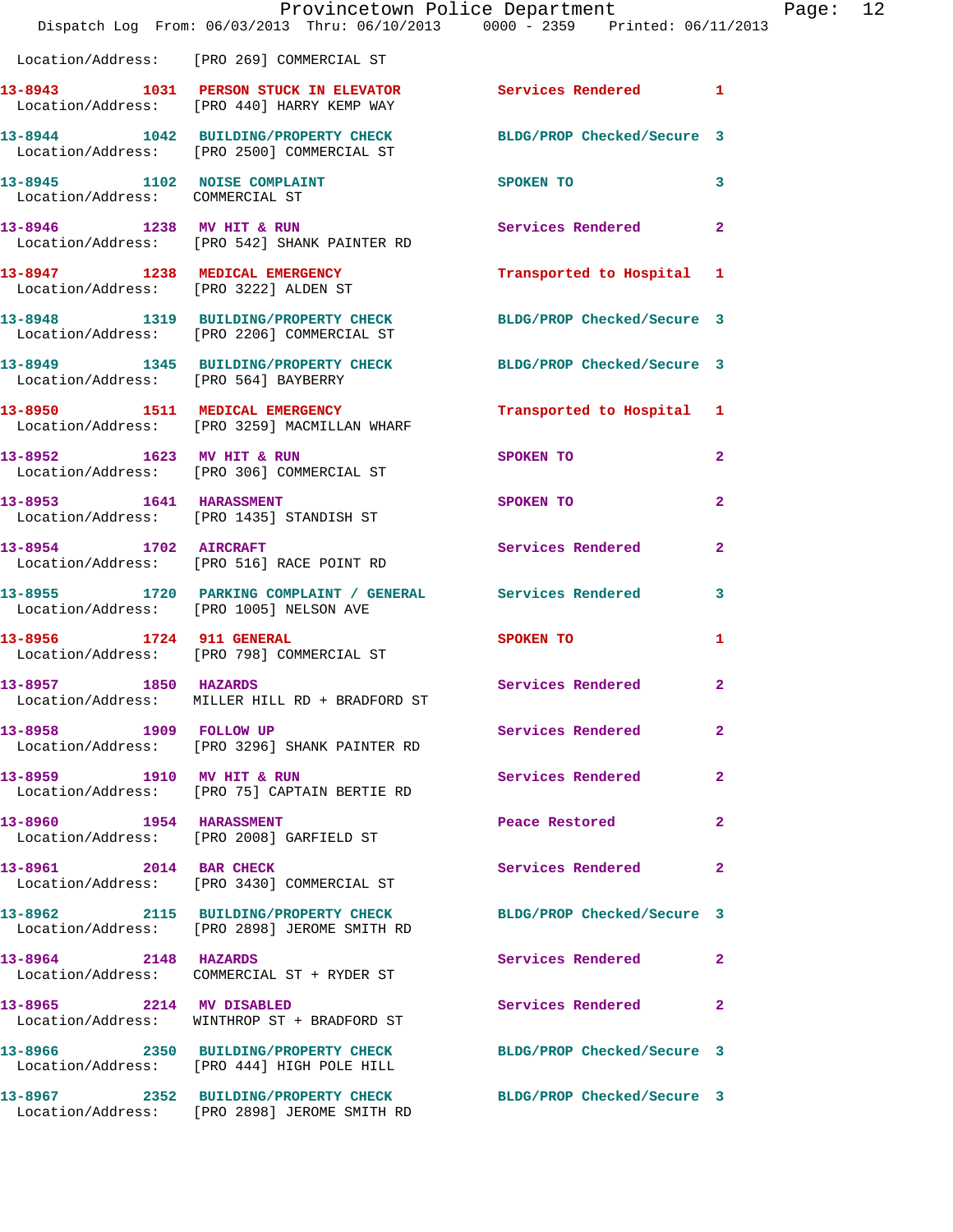Location/Address: [PRO 269] COMMERCIAL ST

| Call # | Time | Call Reason | Action | Priority |
|---|---|---|---|---|
| 13-8943 | 1031 | PERSON STUCK IN ELEVATOR | Services Rendered | 1 |
| Location/Address: | | [PRO 440] HARRY KEMP WAY | | |
| 13-8944 | 1042 | BUILDING/PROPERTY CHECK | BLDG/PROP Checked/Secure | 3 |
| Location/Address: | | [PRO 2500] COMMERCIAL ST | | |
| 13-8945 | 1102 | NOISE COMPLAINT | SPOKEN TO | 3 |
| Location/Address: | | COMMERCIAL ST | | |
| 13-8946 | 1238 | MV HIT & RUN | Services Rendered | 2 |
| Location/Address: | | [PRO 542] SHANK PAINTER RD | | |
| 13-8947 | 1238 | MEDICAL EMERGENCY | Transported to Hospital | 1 |
| Location/Address: | | [PRO 3222] ALDEN ST | | |
| 13-8948 | 1319 | BUILDING/PROPERTY CHECK | BLDG/PROP Checked/Secure | 3 |
| Location/Address: | | [PRO 2206] COMMERCIAL ST | | |
| 13-8949 | 1345 | BUILDING/PROPERTY CHECK | BLDG/PROP Checked/Secure | 3 |
| Location/Address: | | [PRO 564] BAYBERRY | | |
| 13-8950 | 1511 | MEDICAL EMERGENCY | Transported to Hospital | 1 |
| Location/Address: | | [PRO 3259] MACMILLAN WHARF | | |
| 13-8952 | 1623 | MV HIT & RUN | SPOKEN TO | 2 |
| Location/Address: | | [PRO 306] COMMERCIAL ST | | |
| 13-8953 | 1641 | HARASSMENT | SPOKEN TO | 2 |
| Location/Address: | | [PRO 1435] STANDISH ST | | |
| 13-8954 | 1702 | AIRCRAFT | Services Rendered | 2 |
| Location/Address: | | [PRO 516] RACE POINT RD | | |
| 13-8955 | 1720 | PARKING COMPLAINT / GENERAL | Services Rendered | 3 |
| Location/Address: | | [PRO 1005] NELSON AVE | | |
| 13-8956 | 1724 | 911 GENERAL | SPOKEN TO | 1 |
| Location/Address: | | [PRO 798] COMMERCIAL ST | | |
| 13-8957 | 1850 | HAZARDS | Services Rendered | 2 |
| Location/Address: | | MILLER HILL RD + BRADFORD ST | | |
| 13-8958 | 1909 | FOLLOW UP | Services Rendered | 2 |
| Location/Address: | | [PRO 3296] SHANK PAINTER RD | | |
| 13-8959 | 1910 | MV HIT & RUN | Services Rendered | 2 |
| Location/Address: | | [PRO 75] CAPTAIN BERTIE RD | | |
| 13-8960 | 1954 | HARASSMENT | Peace Restored | 2 |
| Location/Address: | | [PRO 2008] GARFIELD ST | | |
| 13-8961 | 2014 | BAR CHECK | Services Rendered | 2 |
| Location/Address: | | [PRO 3430] COMMERCIAL ST | | |
| 13-8962 | 2115 | BUILDING/PROPERTY CHECK | BLDG/PROP Checked/Secure | 3 |
| Location/Address: | | [PRO 2898] JEROME SMITH RD | | |
| 13-8964 | 2148 | HAZARDS | Services Rendered | 2 |
| Location/Address: | | COMMERCIAL ST + RYDER ST | | |
| 13-8965 | 2214 | MV DISABLED | Services Rendered | 2 |
| Location/Address: | | WINTHROP ST + BRADFORD ST | | |
| 13-8966 | 2350 | BUILDING/PROPERTY CHECK | BLDG/PROP Checked/Secure | 3 |
| Location/Address: | | [PRO 444] HIGH POLE HILL | | |
| 13-8967 | 2352 | BUILDING/PROPERTY CHECK | BLDG/PROP Checked/Secure | 3 |
| Location/Address: | | [PRO 2898] JEROME SMITH RD | | |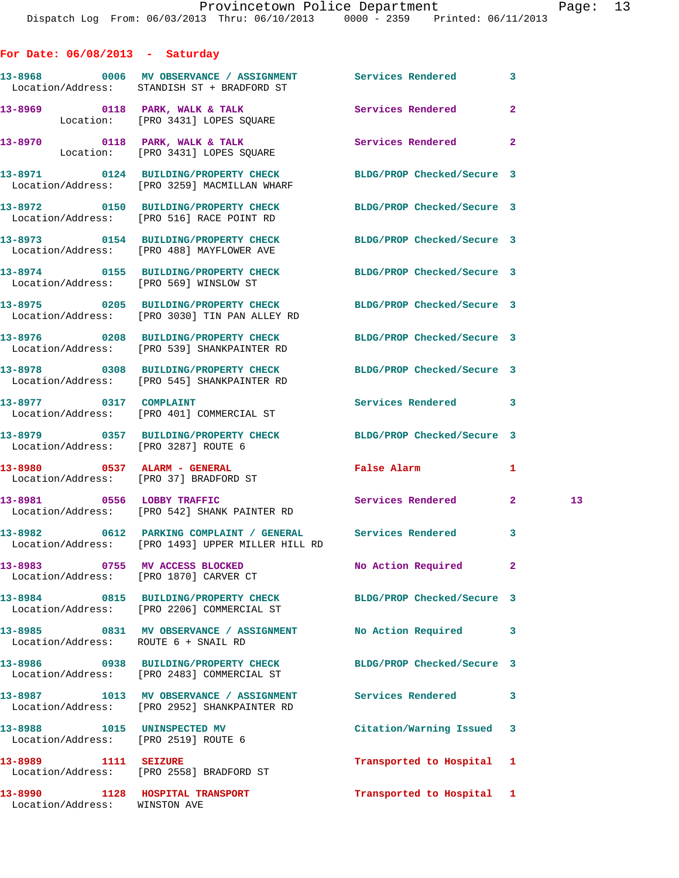## For Date: 06/08/2013 - Saturday

| Call Number | Time | Call Reason | Action | Priority | |
|---|---|---|---|---|---|
| 13-8968 | 0006 | MV OBSERVANCE / ASSIGNMENT | Services Rendered | 3 | |
| | | Location/Address: STANDISH ST + BRADFORD ST | | | |
| 13-8969 | 0118 | PARK, WALK & TALK | Services Rendered | 2 | |
| | | Location: [PRO 3431] LOPES SQUARE | | | |
| 13-8970 | 0118 | PARK, WALK & TALK | Services Rendered | 2 | |
| | | Location: [PRO 3431] LOPES SQUARE | | | |
| 13-8971 | 0124 | BUILDING/PROPERTY CHECK | BLDG/PROP Checked/Secure | 3 | |
| | | Location/Address: [PRO 3259] MACMILLAN WHARF | | | |
| 13-8972 | 0150 | BUILDING/PROPERTY CHECK | BLDG/PROP Checked/Secure | 3 | |
| | | Location/Address: [PRO 516] RACE POINT RD | | | |
| 13-8973 | 0154 | BUILDING/PROPERTY CHECK | BLDG/PROP Checked/Secure | 3 | |
| | | Location/Address: [PRO 488] MAYFLOWER AVE | | | |
| 13-8974 | 0155 | BUILDING/PROPERTY CHECK | BLDG/PROP Checked/Secure | 3 | |
| | | Location/Address: [PRO 569] WINSLOW ST | | | |
| 13-8975 | 0205 | BUILDING/PROPERTY CHECK | BLDG/PROP Checked/Secure | 3 | |
| | | Location/Address: [PRO 3030] TIN PAN ALLEY RD | | | |
| 13-8976 | 0208 | BUILDING/PROPERTY CHECK | BLDG/PROP Checked/Secure | 3 | |
| | | Location/Address: [PRO 539] SHANKPAINTER RD | | | |
| 13-8978 | 0308 | BUILDING/PROPERTY CHECK | BLDG/PROP Checked/Secure | 3 | |
| | | Location/Address: [PRO 545] SHANKPAINTER RD | | | |
| 13-8977 | 0317 | COMPLAINT | Services Rendered | 3 | |
| | | Location/Address: [PRO 401] COMMERCIAL ST | | | |
| 13-8979 | 0357 | BUILDING/PROPERTY CHECK | BLDG/PROP Checked/Secure | 3 | |
| | | Location/Address: [PRO 3287] ROUTE 6 | | | |
| 13-8980 | 0537 | ALARM - GENERAL | False Alarm | 1 | |
| | | Location/Address: [PRO 37] BRADFORD ST | | | |
| 13-8981 | 0556 | LOBBY TRAFFIC | Services Rendered | 2 | 13 |
| | | Location/Address: [PRO 542] SHANK PAINTER RD | | | |
| 13-8982 | 0612 | PARKING COMPLAINT / GENERAL | Services Rendered | 3 | |
| | | Location/Address: [PRO 1493] UPPER MILLER HILL RD | | | |
| 13-8983 | 0755 | MV ACCESS BLOCKED | No Action Required | 2 | |
| | | Location/Address: [PRO 1870] CARVER CT | | | |
| 13-8984 | 0815 | BUILDING/PROPERTY CHECK | BLDG/PROP Checked/Secure | 3 | |
| | | Location/Address: [PRO 2206] COMMERCIAL ST | | | |
| 13-8985 | 0831 | MV OBSERVANCE / ASSIGNMENT | No Action Required | 3 | |
| | | Location/Address: ROUTE 6 + SNAIL RD | | | |
| 13-8986 | 0938 | BUILDING/PROPERTY CHECK | BLDG/PROP Checked/Secure | 3 | |
| | | Location/Address: [PRO 2483] COMMERCIAL ST | | | |
| 13-8987 | 1013 | MV OBSERVANCE / ASSIGNMENT | Services Rendered | 3 | |
| | | Location/Address: [PRO 2952] SHANKPAINTER RD | | | |
| 13-8988 | 1015 | UNINSPECTED MV | Citation/Warning Issued | 3 | |
| | | Location/Address: [PRO 2519] ROUTE 6 | | | |
| 13-8989 | 1111 | SEIZURE | Transported to Hospital | 1 | |
| | | Location/Address: [PRO 2558] BRADFORD ST | | | |
| 13-8990 | 1128 | HOSPITAL TRANSPORT | Transported to Hospital | 1 | |
| | | Location/Address: WINSTON AVE | | | |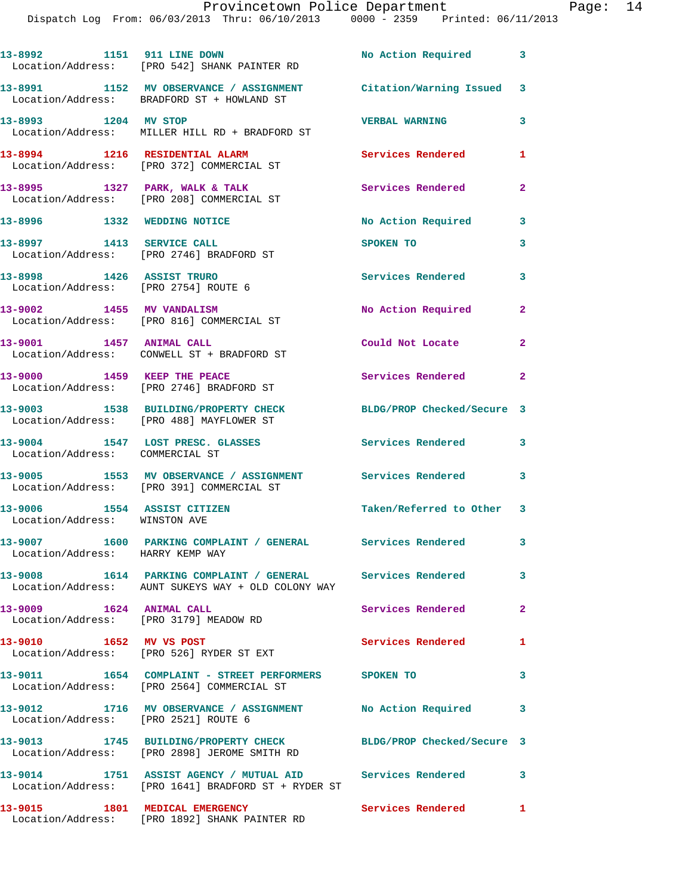13-8992 1151 911 LINE DOWN No Action Required 3
Location/Address: [PRO 542] SHANK PAINTER RD

13-8991 1152 MV OBSERVANCE / ASSIGNMENT Citation/Warning Issued 3
Location/Address: BRADFORD ST + HOWLAND ST

13-8993 1204 MV STOP VERBAL WARNING 3
Location/Address: MILLER HILL RD + BRADFORD ST

13-8994 1216 RESIDENTIAL ALARM Services Rendered 1
Location/Address: [PRO 372] COMMERCIAL ST

13-8995 1327 PARK, WALK & TALK Services Rendered 2
Location/Address: [PRO 208] COMMERCIAL ST

13-8996 1332 WEDDING NOTICE No Action Required 3

13-8997 1413 SERVICE CALL SPOKEN TO 3
Location/Address: [PRO 2746] BRADFORD ST

13-8998 1426 ASSIST TRURO Services Rendered 3
Location/Address: [PRO 2754] ROUTE 6

13-9002 1455 MV VANDALISM No Action Required 2
Location/Address: [PRO 816] COMMERCIAL ST

13-9001 1457 ANIMAL CALL Could Not Locate 2
Location/Address: CONWELL ST + BRADFORD ST

13-9000 1459 KEEP THE PEACE Services Rendered 2
Location/Address: [PRO 2746] BRADFORD ST

13-9003 1538 BUILDING/PROPERTY CHECK BLDG/PROP Checked/Secure 3
Location/Address: [PRO 488] MAYFLOWER ST

13-9004 1547 LOST PRESC. GLASSES Services Rendered 3
Location/Address: COMMERCIAL ST

13-9005 1553 MV OBSERVANCE / ASSIGNMENT Services Rendered 3
Location/Address: [PRO 391] COMMERCIAL ST

13-9006 1554 ASSIST CITIZEN Taken/Referred to Other 3
Location/Address: WINSTON AVE

13-9007 1600 PARKING COMPLAINT / GENERAL Services Rendered 3
Location/Address: HARRY KEMP WAY

13-9008 1614 PARKING COMPLAINT / GENERAL Services Rendered 3
Location/Address: AUNT SUKEYS WAY + OLD COLONY WAY

13-9009 1624 ANIMAL CALL Services Rendered 2
Location/Address: [PRO 3179] MEADOW RD

13-9010 1652 MV VS POST Services Rendered 1
Location/Address: [PRO 526] RYDER ST EXT

13-9011 1654 COMPLAINT - STREET PERFORMERS SPOKEN TO 3
Location/Address: [PRO 2564] COMMERCIAL ST

13-9012 1716 MV OBSERVANCE / ASSIGNMENT No Action Required 3
Location/Address: [PRO 2521] ROUTE 6

13-9013 1745 BUILDING/PROPERTY CHECK BLDG/PROP Checked/Secure 3
Location/Address: [PRO 2898] JEROME SMITH RD

13-9014 1751 ASSIST AGENCY / MUTUAL AID Services Rendered 3
Location/Address: [PRO 1641] BRADFORD ST + RYDER ST

13-9015 1801 MEDICAL EMERGENCY Services Rendered 1
Location/Address: [PRO 1892] SHANK PAINTER RD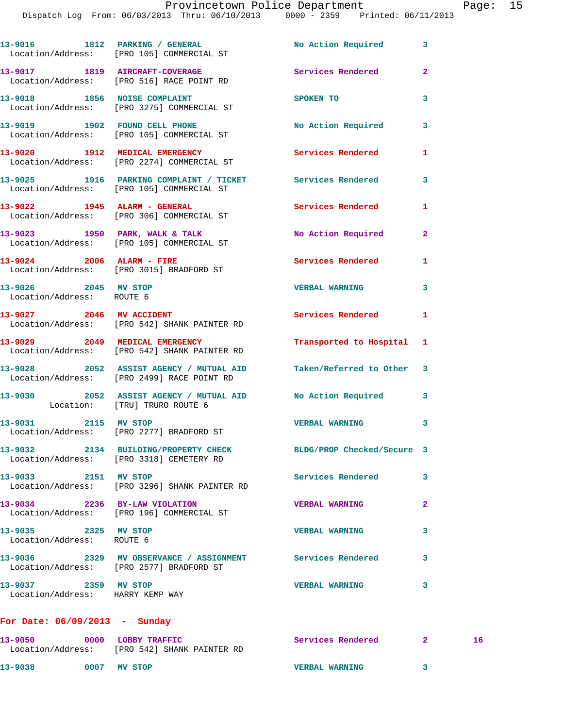| Call # | Time | Call Reason | Action | Priority |
|---|---|---|---|---|
| 13-9016 | 1812 | PARKING / GENERAL | No Action Required | 3 |
| Location/Address: [PRO 105] COMMERCIAL ST | | | | |
| 13-9017 | 1819 | AIRCRAFT-COVERAGE | Services Rendered | 2 |
| Location/Address: [PRO 516] RACE POINT RD | | | | |
| 13-9018 | 1856 | NOISE COMPLAINT | SPOKEN TO | 3 |
| Location/Address: [PRO 3275] COMMERCIAL ST | | | | |
| 13-9019 | 1902 | FOUND CELL PHONE | No Action Required | 3 |
| Location/Address: [PRO 105] COMMERCIAL ST | | | | |
| 13-9020 | 1912 | MEDICAL EMERGENCY | Services Rendered | 1 |
| Location/Address: [PRO 2274] COMMERCIAL ST | | | | |
| 13-9025 | 1916 | PARKING COMPLAINT / TICKET | Services Rendered | 3 |
| Location/Address: [PRO 105] COMMERCIAL ST | | | | |
| 13-9022 | 1945 | ALARM - GENERAL | Services Rendered | 1 |
| Location/Address: [PRO 306] COMMERCIAL ST | | | | |
| 13-9023 | 1950 | PARK, WALK & TALK | No Action Required | 2 |
| Location/Address: [PRO 105] COMMERCIAL ST | | | | |
| 13-9024 | 2006 | ALARM - FIRE | Services Rendered | 1 |
| Location/Address: [PRO 3015] BRADFORD ST | | | | |
| 13-9026 | 2045 | MV STOP | VERBAL WARNING | 3 |
| Location/Address: ROUTE 6 | | | | |
| 13-9027 | 2046 | MV ACCIDENT | Services Rendered | 1 |
| Location/Address: [PRO 542] SHANK PAINTER RD | | | | |
| 13-9029 | 2049 | MEDICAL EMERGENCY | Transported to Hospital | 1 |
| Location/Address: [PRO 542] SHANK PAINTER RD | | | | |
| 13-9028 | 2052 | ASSIST AGENCY / MUTUAL AID | Taken/Referred to Other | 3 |
| Location/Address: [PRO 2499] RACE POINT RD | | | | |
| 13-9030 | 2052 | ASSIST AGENCY / MUTUAL AID | No Action Required | 3 |
| Location: [TRU] TRURO ROUTE 6 | | | | |
| 13-9031 | 2115 | MV STOP | VERBAL WARNING | 3 |
| Location/Address: [PRO 2277] BRADFORD ST | | | | |
| 13-9032 | 2134 | BUILDING/PROPERTY CHECK | BLDG/PROP Checked/Secure | 3 |
| Location/Address: [PRO 3318] CEMETERY RD | | | | |
| 13-9033 | 2151 | MV STOP | Services Rendered | 3 |
| Location/Address: [PRO 3296] SHANK PAINTER RD | | | | |
| 13-9034 | 2236 | BY-LAW VIOLATION | VERBAL WARNING | 2 |
| Location/Address: [PRO 196] COMMERCIAL ST | | | | |
| 13-9035 | 2325 | MV STOP | VERBAL WARNING | 3 |
| Location/Address: ROUTE 6 | | | | |
| 13-9036 | 2329 | MV OBSERVANCE / ASSIGNMENT | Services Rendered | 3 |
| Location/Address: [PRO 2577] BRADFORD ST | | | | |
| 13-9037 | 2359 | MV STOP | VERBAL WARNING | 3 |
| Location/Address: HARRY KEMP WAY | | | | |

**For Date: 06/09/2013 - Sunday**

| Call # | Time | Call Reason | Action | Priority | |
|---|---|---|---|---|---|
| 13-9050 | 0000 | LOBBY TRAFFIC | Services Rendered | 2 | 16 |
| Location/Address: [PRO 542] SHANK PAINTER RD | | | | | |
| 13-9038 | 0007 | MV STOP | VERBAL WARNING | 3 | |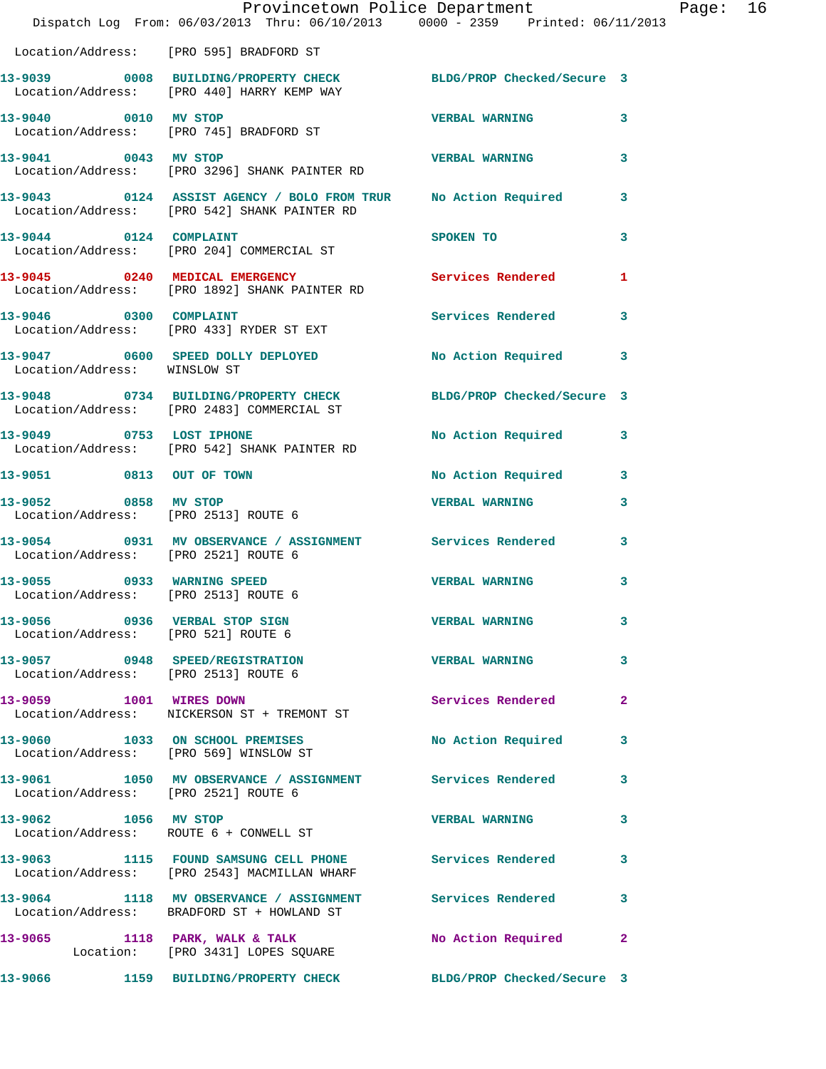Location/Address: [PRO 595] BRADFORD ST

**13-9039** 0008 **BUILDING/PROPERTY CHECK** BLDG/PROP Checked/Secure 3
Location/Address: [PRO 440] HARRY KEMP WAY

**13-9040** 0010 **MV STOP** VERBAL WARNING 3
Location/Address: [PRO 745] BRADFORD ST

**13-9041** 0043 **MV STOP** VERBAL WARNING 3
Location/Address: [PRO 3296] SHANK PAINTER RD

**13-9043** 0124 **ASSIST AGENCY / BOLO FROM TRUR** No Action Required 3
Location/Address: [PRO 542] SHANK PAINTER RD

**13-9044** 0124 **COMPLAINT** SPOKEN TO 3
Location/Address: [PRO 204] COMMERCIAL ST

**13-9045** 0240 **MEDICAL EMERGENCY** Services Rendered 1
Location/Address: [PRO 1892] SHANK PAINTER RD

**13-9046** 0300 **COMPLAINT** Services Rendered 3
Location/Address: [PRO 433] RYDER ST EXT

**13-9047** 0600 **SPEED DOLLY DEPLOYED** No Action Required 3
Location/Address: WINSLOW ST

**13-9048** 0734 **BUILDING/PROPERTY CHECK** BLDG/PROP Checked/Secure 3
Location/Address: [PRO 2483] COMMERCIAL ST

**13-9049** 0753 **LOST IPHONE** No Action Required 3
Location/Address: [PRO 542] SHANK PAINTER RD

**13-9051** 0813 **OUT OF TOWN** No Action Required 3

**13-9052** 0858 **MV STOP** VERBAL WARNING 3
Location/Address: [PRO 2513] ROUTE 6

**13-9054** 0931 **MV OBSERVANCE / ASSIGNMENT** Services Rendered 3
Location/Address: [PRO 2521] ROUTE 6

**13-9055** 0933 **WARNING SPEED** VERBAL WARNING 3
Location/Address: [PRO 2513] ROUTE 6

**13-9056** 0936 **VERBAL STOP SIGN** VERBAL WARNING 3
Location/Address: [PRO 521] ROUTE 6

**13-9057** 0948 **SPEED/REGISTRATION** VERBAL WARNING 3
Location/Address: [PRO 2513] ROUTE 6

**13-9059** 1001 **WIRES DOWN** Services Rendered 2
Location/Address: NICKERSON ST + TREMONT ST

**13-9060** 1033 **ON SCHOOL PREMISES** No Action Required 3
Location/Address: [PRO 569] WINSLOW ST

**13-9061** 1050 **MV OBSERVANCE / ASSIGNMENT** Services Rendered 3
Location/Address: [PRO 2521] ROUTE 6

**13-9062** 1056 **MV STOP** VERBAL WARNING 3
Location/Address: ROUTE 6 + CONWELL ST

**13-9063** 1115 **FOUND SAMSUNG CELL PHONE** Services Rendered 3
Location/Address: [PRO 2543] MACMILLAN WHARF

**13-9064** 1118 **MV OBSERVANCE / ASSIGNMENT** Services Rendered 3
Location/Address: BRADFORD ST + HOWLAND ST

**13-9065** 1118 **PARK, WALK & TALK** No Action Required 2
Location: [PRO 3431] LOPES SQUARE

**13-9066** 1159 **BUILDING/PROPERTY CHECK** BLDG/PROP Checked/Secure 3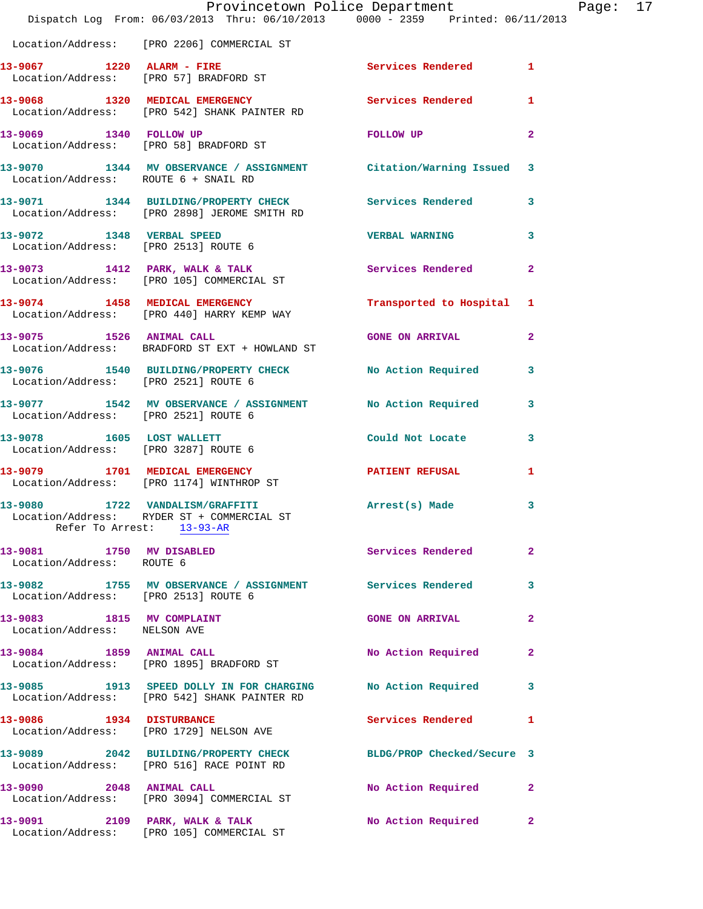Location/Address: [PRO 2206] COMMERCIAL ST

| Call # | Time | Call Type | Disposition | Priority |
|---|---|---|---|---|
| 13-9067 | 1220 | ALARM - FIRE | Services Rendered | 1 |
| | | Location/Address: [PRO 57] BRADFORD ST | | |
| 13-9068 | 1320 | MEDICAL EMERGENCY | Services Rendered | 1 |
| | | Location/Address: [PRO 542] SHANK PAINTER RD | | |
| 13-9069 | 1340 | FOLLOW UP | FOLLOW UP | 2 |
| | | Location/Address: [PRO 58] BRADFORD ST | | |
| 13-9070 | 1344 | MV OBSERVANCE / ASSIGNMENT | Citation/Warning Issued | 3 |
| | | Location/Address: ROUTE 6 + SNAIL RD | | |
| 13-9071 | 1344 | BUILDING/PROPERTY CHECK | Services Rendered | 3 |
| | | Location/Address: [PRO 2898] JEROME SMITH RD | | |
| 13-9072 | 1348 | VERBAL SPEED | VERBAL WARNING | 3 |
| | | Location/Address: [PRO 2513] ROUTE 6 | | |
| 13-9073 | 1412 | PARK, WALK & TALK | Services Rendered | 2 |
| | | Location/Address: [PRO 105] COMMERCIAL ST | | |
| 13-9074 | 1458 | MEDICAL EMERGENCY | Transported to Hospital | 1 |
| | | Location/Address: [PRO 440] HARRY KEMP WAY | | |
| 13-9075 | 1526 | ANIMAL CALL | GONE ON ARRIVAL | 2 |
| | | Location/Address: BRADFORD ST EXT + HOWLAND ST | | |
| 13-9076 | 1540 | BUILDING/PROPERTY CHECK | No Action Required | 3 |
| | | Location/Address: [PRO 2521] ROUTE 6 | | |
| 13-9077 | 1542 | MV OBSERVANCE / ASSIGNMENT | No Action Required | 3 |
| | | Location/Address: [PRO 2521] ROUTE 6 | | |
| 13-9078 | 1605 | LOST WALLETT | Could Not Locate | 3 |
| | | Location/Address: [PRO 3287] ROUTE 6 | | |
| 13-9079 | 1701 | MEDICAL EMERGENCY | PATIENT REFUSAL | 1 |
| | | Location/Address: [PRO 1174] WINTHROP ST | | |
| 13-9080 | 1722 | VANDALISM/GRAFFITI | Arrest(s) Made | 3 |
| | | Location/Address: RYDER ST + COMMERCIAL ST; Refer To Arrest: 13-93-AR | | |
| 13-9081 | 1750 | MV DISABLED | Services Rendered | 2 |
| | | Location/Address: ROUTE 6 | | |
| 13-9082 | 1755 | MV OBSERVANCE / ASSIGNMENT | Services Rendered | 3 |
| | | Location/Address: [PRO 2513] ROUTE 6 | | |
| 13-9083 | 1815 | MV COMPLAINT | GONE ON ARRIVAL | 2 |
| | | Location/Address: NELSON AVE | | |
| 13-9084 | 1859 | ANIMAL CALL | No Action Required | 2 |
| | | Location/Address: [PRO 1895] BRADFORD ST | | |
| 13-9085 | 1913 | SPEED DOLLY IN FOR CHARGING | No Action Required | 3 |
| | | Location/Address: [PRO 542] SHANK PAINTER RD | | |
| 13-9086 | 1934 | DISTURBANCE | Services Rendered | 1 |
| | | Location/Address: [PRO 1729] NELSON AVE | | |
| 13-9089 | 2042 | BUILDING/PROPERTY CHECK | BLDG/PROP Checked/Secure | 3 |
| | | Location/Address: [PRO 516] RACE POINT RD | | |
| 13-9090 | 2048 | ANIMAL CALL | No Action Required | 2 |
| | | Location/Address: [PRO 3094] COMMERCIAL ST | | |
| 13-9091 | 2109 | PARK, WALK & TALK | No Action Required | 2 |
| | | Location/Address: [PRO 105] COMMERCIAL ST | | |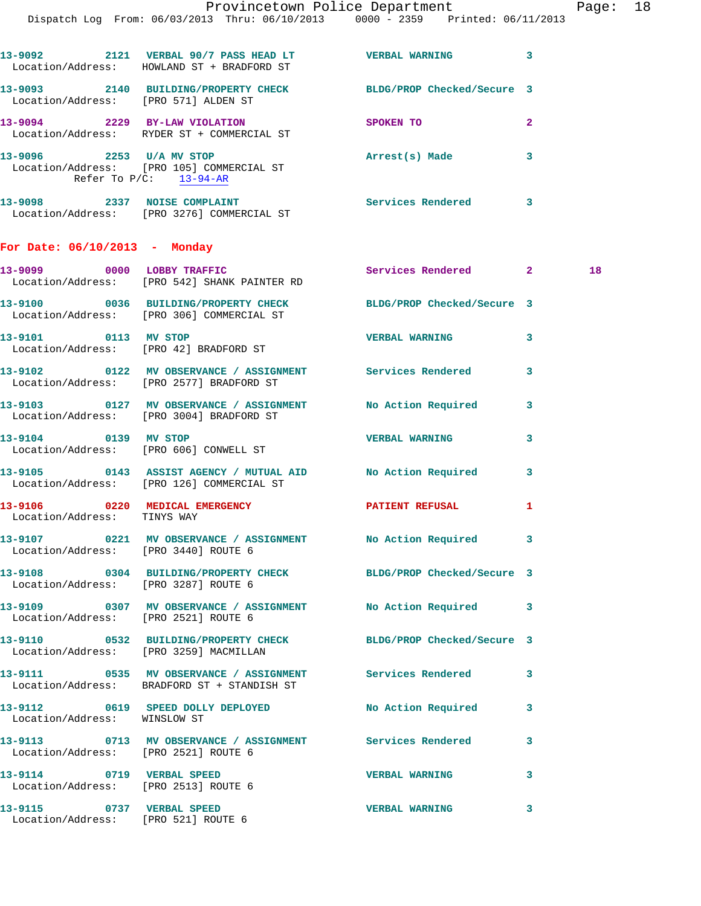13-9092 2121 VERBAL 90/7 PASS HEAD LT VERBAL WARNING 3
Location/Address: HOWLAND ST + BRADFORD ST

13-9093 2140 BUILDING/PROPERTY CHECK BLDG/PROP Checked/Secure 3
Location/Address: [PRO 571] ALDEN ST

13-9094 2229 BY-LAW VIOLATION SPOKEN TO 2
Location/Address: RYDER ST + COMMERCIAL ST

13-9096 2253 U/A MV STOP Arrest(s) Made 3
Location/Address: [PRO 105] COMMERCIAL ST
Refer To P/C: 13-94-AR

13-9098 2337 NOISE COMPLAINT Services Rendered 3
Location/Address: [PRO 3276] COMMERCIAL ST

## For Date: 06/10/2013 - Monday

13-9099 0000 LOBBY TRAFFIC Services Rendered 2 18
Location/Address: [PRO 542] SHANK PAINTER RD

13-9100 0036 BUILDING/PROPERTY CHECK BLDG/PROP Checked/Secure 3
Location/Address: [PRO 306] COMMERCIAL ST

13-9101 0113 MV STOP VERBAL WARNING 3
Location/Address: [PRO 42] BRADFORD ST

13-9102 0122 MV OBSERVANCE / ASSIGNMENT Services Rendered 3
Location/Address: [PRO 2577] BRADFORD ST

13-9103 0127 MV OBSERVANCE / ASSIGNMENT No Action Required 3
Location/Address: [PRO 3004] BRADFORD ST

13-9104 0139 MV STOP VERBAL WARNING 3
Location/Address: [PRO 606] CONWELL ST

13-9105 0143 ASSIST AGENCY / MUTUAL AID No Action Required 3
Location/Address: [PRO 126] COMMERCIAL ST

13-9106 0220 MEDICAL EMERGENCY PATIENT REFUSAL 1
Location/Address: TINYS WAY

13-9107 0221 MV OBSERVANCE / ASSIGNMENT No Action Required 3
Location/Address: [PRO 3440] ROUTE 6

13-9108 0304 BUILDING/PROPERTY CHECK BLDG/PROP Checked/Secure 3
Location/Address: [PRO 3287] ROUTE 6

13-9109 0307 MV OBSERVANCE / ASSIGNMENT No Action Required 3
Location/Address: [PRO 2521] ROUTE 6

13-9110 0532 BUILDING/PROPERTY CHECK BLDG/PROP Checked/Secure 3
Location/Address: [PRO 3259] MACMILLAN

13-9111 0535 MV OBSERVANCE / ASSIGNMENT Services Rendered 3
Location/Address: BRADFORD ST + STANDISH ST

13-9112 0619 SPEED DOLLY DEPLOYED No Action Required 3
Location/Address: WINSLOW ST

13-9113 0713 MV OBSERVANCE / ASSIGNMENT Services Rendered 3
Location/Address: [PRO 2521] ROUTE 6

13-9114 0719 VERBAL SPEED VERBAL WARNING 3
Location/Address: [PRO 2513] ROUTE 6

13-9115 0737 VERBAL SPEED VERBAL WARNING 3
Location/Address: [PRO 521] ROUTE 6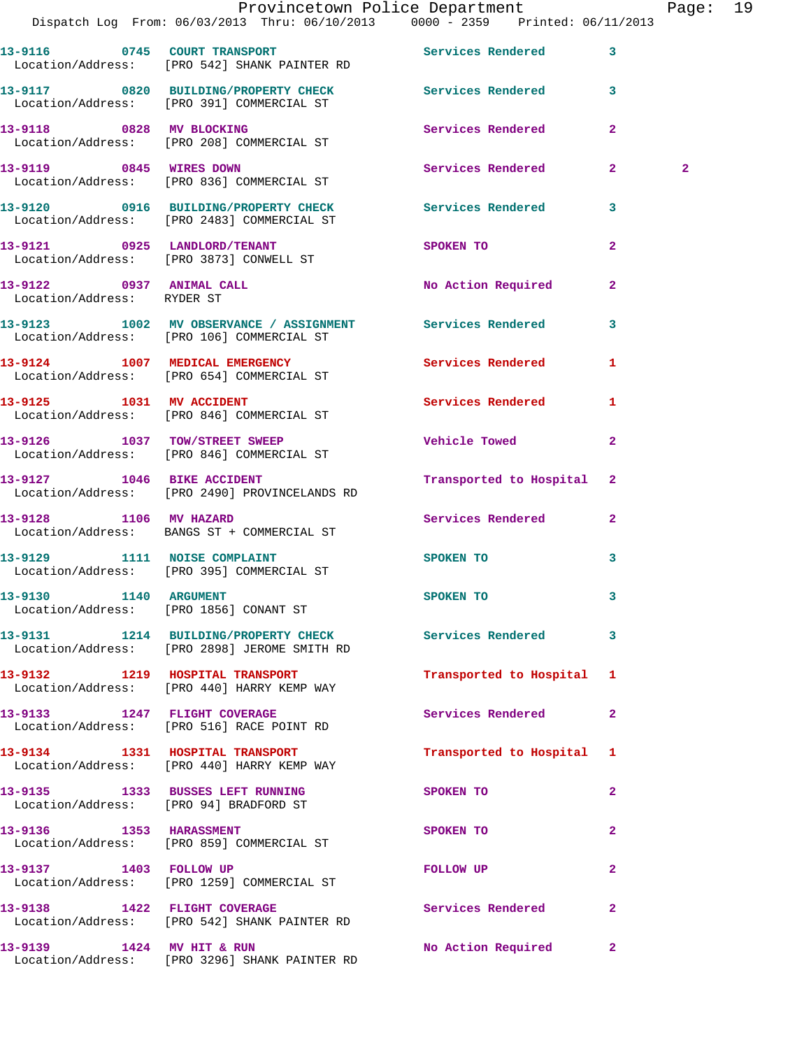13-9116 0745 COURT TRANSPORT Services Rendered 3
Location/Address: [PRO 542] SHANK PAINTER RD

13-9117 0820 BUILDING/PROPERTY CHECK Services Rendered 3
Location/Address: [PRO 391] COMMERCIAL ST

13-9118 0828 MV BLOCKING Services Rendered 2
Location/Address: [PRO 208] COMMERCIAL ST

13-9119 0845 WIRES DOWN Services Rendered 2 2
Location/Address: [PRO 836] COMMERCIAL ST

13-9120 0916 BUILDING/PROPERTY CHECK Services Rendered 3
Location/Address: [PRO 2483] COMMERCIAL ST

13-9121 0925 LANDLORD/TENANT SPOKEN TO 2
Location/Address: [PRO 3873] CONWELL ST

13-9122 0937 ANIMAL CALL No Action Required 2
Location/Address: RYDER ST

13-9123 1002 MV OBSERVANCE / ASSIGNMENT Services Rendered 3
Location/Address: [PRO 106] COMMERCIAL ST

13-9124 1007 MEDICAL EMERGENCY Services Rendered 1
Location/Address: [PRO 654] COMMERCIAL ST

13-9125 1031 MV ACCIDENT Services Rendered 1
Location/Address: [PRO 846] COMMERCIAL ST

13-9126 1037 TOW/STREET SWEEP Vehicle Towed 2
Location/Address: [PRO 846] COMMERCIAL ST

13-9127 1046 BIKE ACCIDENT Transported to Hospital 2
Location/Address: [PRO 2490] PROVINCELANDS RD

13-9128 1106 MV HAZARD Services Rendered 2
Location/Address: BANGS ST + COMMERCIAL ST

13-9129 1111 NOISE COMPLAINT SPOKEN TO 3
Location/Address: [PRO 395] COMMERCIAL ST

13-9130 1140 ARGUMENT SPOKEN TO 3
Location/Address: [PRO 1856] CONANT ST

13-9131 1214 BUILDING/PROPERTY CHECK Services Rendered 3
Location/Address: [PRO 2898] JEROME SMITH RD

13-9132 1219 HOSPITAL TRANSPORT Transported to Hospital 1
Location/Address: [PRO 440] HARRY KEMP WAY

13-9133 1247 FLIGHT COVERAGE Services Rendered 2
Location/Address: [PRO 516] RACE POINT RD

13-9134 1331 HOSPITAL TRANSPORT Transported to Hospital 1
Location/Address: [PRO 440] HARRY KEMP WAY

13-9135 1333 BUSSES LEFT RUNNING SPOKEN TO 2
Location/Address: [PRO 94] BRADFORD ST

13-9136 1353 HARASSMENT SPOKEN TO 2
Location/Address: [PRO 859] COMMERCIAL ST

13-9137 1403 FOLLOW UP FOLLOW UP 2
Location/Address: [PRO 1259] COMMERCIAL ST

13-9138 1422 FLIGHT COVERAGE Services Rendered 2
Location/Address: [PRO 542] SHANK PAINTER RD

13-9139 1424 MV HIT & RUN No Action Required 2
Location/Address: [PRO 3296] SHANK PAINTER RD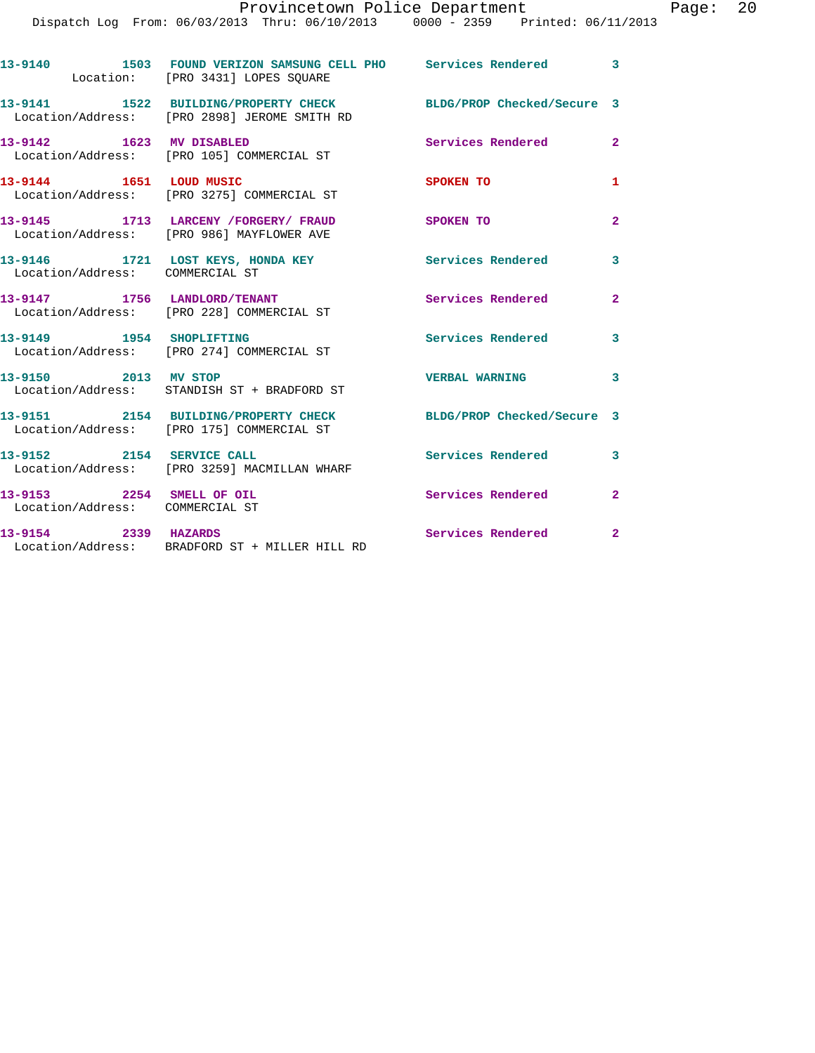13-9140 1503 FOUND VERIZON SAMSUNG CELL PHO Services Rendered 3
Location: [PRO 3431] LOPES SQUARE

13-9141 1522 BUILDING/PROPERTY CHECK BLDG/PROP Checked/Secure 3
Location/Address: [PRO 2898] JEROME SMITH RD

13-9142 1623 MV DISABLED Services Rendered 2
Location/Address: [PRO 105] COMMERCIAL ST

13-9144 1651 LOUD MUSIC SPOKEN TO 1
Location/Address: [PRO 3275] COMMERCIAL ST

13-9145 1713 LARCENY /FORGERY/ FRAUD SPOKEN TO 2
Location/Address: [PRO 986] MAYFLOWER AVE

13-9146 1721 LOST KEYS, HONDA KEY Services Rendered 3
Location/Address: COMMERCIAL ST

13-9147 1756 LANDLORD/TENANT Services Rendered 2
Location/Address: [PRO 228] COMMERCIAL ST

13-9149 1954 SHOPLIFTING Services Rendered 3
Location/Address: [PRO 274] COMMERCIAL ST

13-9150 2013 MV STOP VERBAL WARNING 3
Location/Address: STANDISH ST + BRADFORD ST

13-9151 2154 BUILDING/PROPERTY CHECK BLDG/PROP Checked/Secure 3
Location/Address: [PRO 175] COMMERCIAL ST

13-9152 2154 SERVICE CALL Services Rendered 3
Location/Address: [PRO 3259] MACMILLAN WHARF

13-9153 2254 SMELL OF OIL Services Rendered 2
Location/Address: COMMERCIAL ST

13-9154 2339 HAZARDS Services Rendered 2
Location/Address: BRADFORD ST + MILLER HILL RD